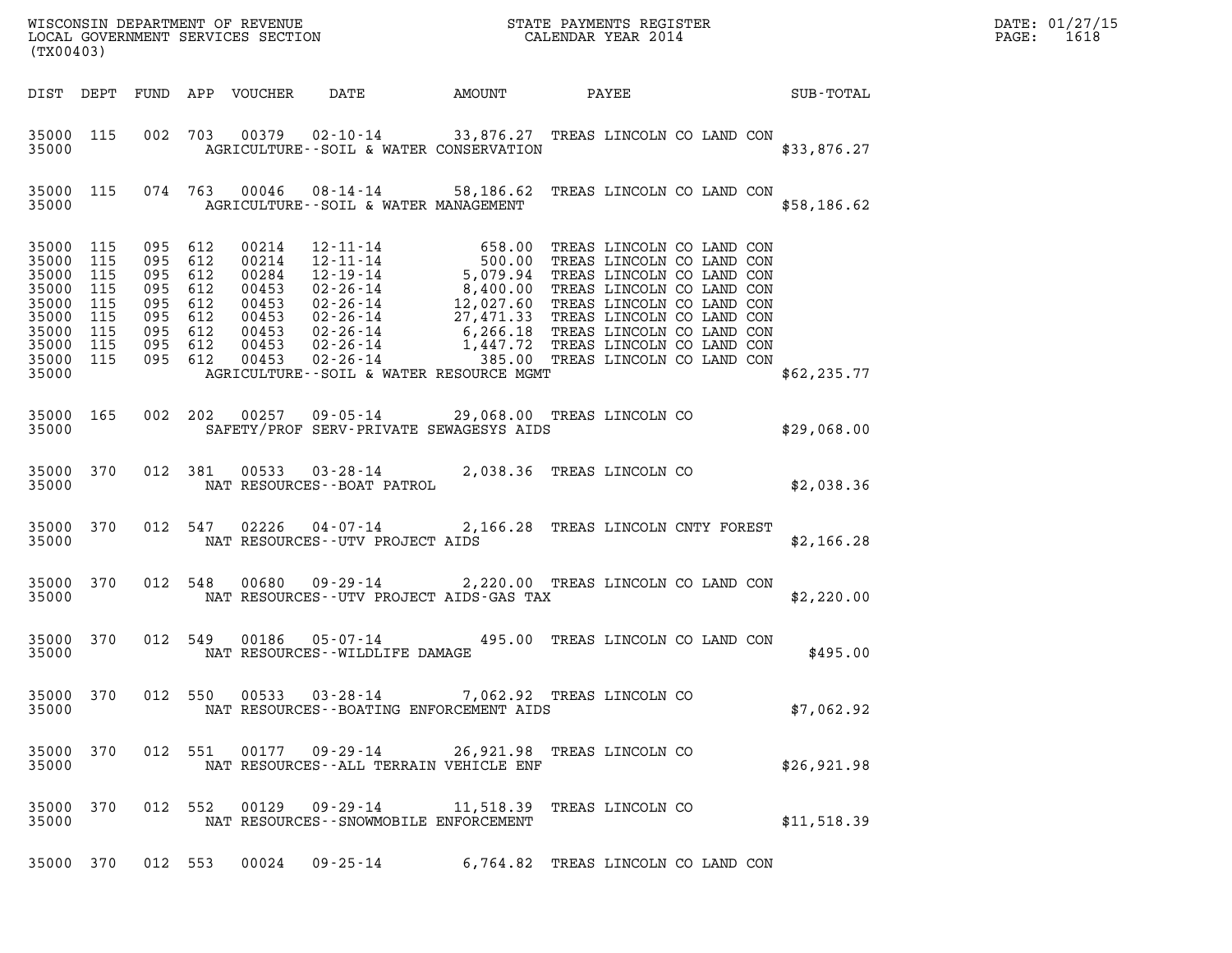WISCONSIN DEPARTMENT OF REVENUE
LOCAL GOVERNMENT SERVICES SECTION
(TX00403)

STATE PAYMENTS REGISTER
CALENDAR YEAR 2014

DATE: 01/27/15

| DIST | DEPT | FUND | APP | VOUCHER | DATE | AMOUNT | PAYEE | SUB-TOTAL |
|---|---|---|---|---|---|---|---|---|
| 35000 | 115 | 002 | 703 | 00379 | 02-10-14 | 33,876.27 | TREAS LINCOLN CO LAND CON | |
| 35000 | | | | | AGRICULTURE--SOIL & WATER CONSERVATION | | | $33,876.27 |
| 35000 | 115 | 074 | 763 | 00046 | 08-14-14 | 58,186.62 | TREAS LINCOLN CO LAND CON | |
| 35000 | | | | | AGRICULTURE--SOIL & WATER MANAGEMENT | | | $58,186.62 |
| 35000 | 115 | 095 | 612 | 00214 | 12-11-14 | 658.00 | TREAS LINCOLN CO LAND CON | |
| 35000 | 115 | 095 | 612 | 00214 | 12-11-14 | 500.00 | TREAS LINCOLN CO LAND CON | |
| 35000 | 115 | 095 | 612 | 00284 | 12-19-14 | 5,079.94 | TREAS LINCOLN CO LAND CON | |
| 35000 | 115 | 095 | 612 | 00453 | 02-26-14 | 8,400.00 | TREAS LINCOLN CO LAND CON | |
| 35000 | 115 | 095 | 612 | 00453 | 02-26-14 | 12,027.60 | TREAS LINCOLN CO LAND CON | |
| 35000 | 115 | 095 | 612 | 00453 | 02-26-14 | 27,471.33 | TREAS LINCOLN CO LAND CON | |
| 35000 | 115 | 095 | 612 | 00453 | 02-26-14 | 6,266.18 | TREAS LINCOLN CO LAND CON | |
| 35000 | 115 | 095 | 612 | 00453 | 02-26-14 | 1,447.72 | TREAS LINCOLN CO LAND CON | |
| 35000 | 115 | 095 | 612 | 00453 | 02-26-14 | 385.00 | TREAS LINCOLN CO LAND CON | |
| 35000 | | | | | AGRICULTURE--SOIL & WATER RESOURCE MGMT | | | $62,235.77 |
| 35000 | 165 | 002 | 202 | 00257 | 09-05-14 | 29,068.00 | TREAS LINCOLN CO | |
| 35000 | | | | | SAFETY/PROF SERV-PRIVATE SEWAGESYS AIDS | | | $29,068.00 |
| 35000 | 370 | 012 | 381 | 00533 | 03-28-14 | 2,038.36 | TREAS LINCOLN CO | |
| 35000 | | | | | NAT RESOURCES--BOAT PATROL | | | $2,038.36 |
| 35000 | 370 | 012 | 547 | 02226 | 04-07-14 | 2,166.28 | TREAS LINCOLN CNTY FOREST | |
| 35000 | | | | | NAT RESOURCES--UTV PROJECT AIDS | | | $2,166.28 |
| 35000 | 370 | 012 | 548 | 00680 | 09-29-14 | 2,220.00 | TREAS LINCOLN CO LAND CON | |
| 35000 | | | | | NAT RESOURCES--UTV PROJECT AIDS-GAS TAX | | | $2,220.00 |
| 35000 | 370 | 012 | 549 | 00186 | 05-07-14 | 495.00 | TREAS LINCOLN CO LAND CON | |
| 35000 | | | | | NAT RESOURCES--WILDLIFE DAMAGE | | | $495.00 |
| 35000 | 370 | 012 | 550 | 00533 | 03-28-14 | 7,062.92 | TREAS LINCOLN CO | |
| 35000 | | | | | NAT RESOURCES--BOATING ENFORCEMENT AIDS | | | $7,062.92 |
| 35000 | 370 | 012 | 551 | 00177 | 09-29-14 | 26,921.98 | TREAS LINCOLN CO | |
| 35000 | | | | | NAT RESOURCES--ALL TERRAIN VEHICLE ENF | | | $26,921.98 |
| 35000 | 370 | 012 | 552 | 00129 | 09-29-14 | 11,518.39 | TREAS LINCOLN CO | |
| 35000 | | | | | NAT RESOURCES--SNOWMOBILE ENFORCEMENT | | | $11,518.39 |
| 35000 | 370 | 012 | 553 | 00024 | 09-25-14 | 6,764.82 | TREAS LINCOLN CO LAND CON | |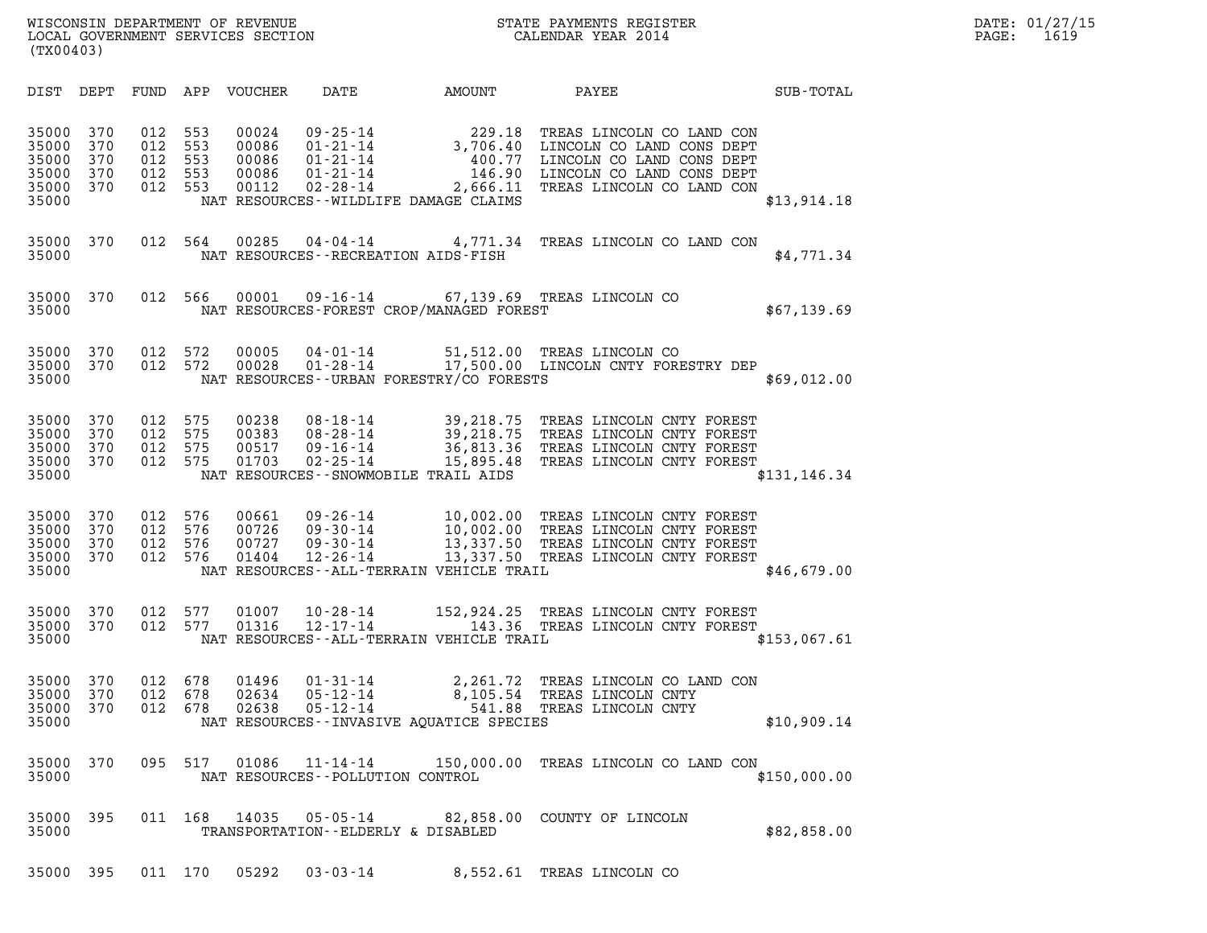| DIST | DEPT | FUND | APP | VOUCHER | DATE | AMOUNT | PAYEE | SUB-TOTAL |
|---|---|---|---|---|---|---|---|---|
| 35000 | 370 | 012 | 553 | 00024 | 09-25-14 | 229.18 | TREAS LINCOLN CO LAND CON | |
| 35000 | 370 | 012 | 553 | 00086 | 01-21-14 | 3,706.40 | LINCOLN CO LAND CONS DEPT | |
| 35000 | 370 | 012 | 553 | 00086 | 01-21-14 | 400.77 | LINCOLN CO LAND CONS DEPT | |
| 35000 | 370 | 012 | 553 | 00086 | 01-21-14 | 146.90 | LINCOLN CO LAND CONS DEPT | |
| 35000 | 370 | 012 | 553 | 00112 | 02-28-14 | 2,666.11 | TREAS LINCOLN CO LAND CON | |
| 35000 | | | | | NAT RESOURCES--WILDLIFE DAMAGE CLAIMS | | | $13,914.18 |
| 35000 | 370 | 012 | 564 | 00285 | 04-04-14 | 4,771.34 | TREAS LINCOLN CO LAND CON | |
| 35000 | | | | | NAT RESOURCES--RECREATION AIDS-FISH | | | $4,771.34 |
| 35000 | 370 | 012 | 566 | 00001 | 09-16-14 | 67,139.69 | TREAS LINCOLN CO | |
| 35000 | | | | | NAT RESOURCES-FOREST CROP/MANAGED FOREST | | | $67,139.69 |
| 35000 | 370 | 012 | 572 | 00005 | 04-01-14 | 51,512.00 | TREAS LINCOLN CO | |
| 35000 | 370 | 012 | 572 | 00028 | 01-28-14 | 17,500.00 | LINCOLN CNTY FORESTRY DEP | |
| 35000 | | | | | NAT RESOURCES--URBAN FORESTRY/CO FORESTS | | | $69,012.00 |
| 35000 | 370 | 012 | 575 | 00238 | 08-18-14 | 39,218.75 | TREAS LINCOLN CNTY FOREST | |
| 35000 | 370 | 012 | 575 | 00383 | 08-28-14 | 39,218.75 | TREAS LINCOLN CNTY FOREST | |
| 35000 | 370 | 012 | 575 | 00517 | 09-16-14 | 36,813.36 | TREAS LINCOLN CNTY FOREST | |
| 35000 | 370 | 012 | 575 | 01703 | 02-25-14 | 15,895.48 | TREAS LINCOLN CNTY FOREST | |
| 35000 | | | | | NAT RESOURCES--SNOWMOBILE TRAIL AIDS | | | $131,146.34 |
| 35000 | 370 | 012 | 576 | 00661 | 09-26-14 | 10,002.00 | TREAS LINCOLN CNTY FOREST | |
| 35000 | 370 | 012 | 576 | 00726 | 09-30-14 | 10,002.00 | TREAS LINCOLN CNTY FOREST | |
| 35000 | 370 | 012 | 576 | 00727 | 09-30-14 | 13,337.50 | TREAS LINCOLN CNTY FOREST | |
| 35000 | 370 | 012 | 576 | 01404 | 12-26-14 | 13,337.50 | TREAS LINCOLN CNTY FOREST | |
| 35000 | | | | | NAT RESOURCES--ALL-TERRAIN VEHICLE TRAIL | | | $46,679.00 |
| 35000 | 370 | 012 | 577 | 01007 | 10-28-14 | 152,924.25 | TREAS LINCOLN CNTY FOREST | |
| 35000 | 370 | 012 | 577 | 01316 | 12-17-14 | 143.36 | TREAS LINCOLN CNTY FOREST | |
| 35000 | | | | | NAT RESOURCES--ALL-TERRAIN VEHICLE TRAIL | | | $153,067.61 |
| 35000 | 370 | 012 | 678 | 01496 | 01-31-14 | 2,261.72 | TREAS LINCOLN CO LAND CON | |
| 35000 | 370 | 012 | 678 | 02634 | 05-12-14 | 8,105.54 | TREAS LINCOLN CNTY | |
| 35000 | 370 | 012 | 678 | 02638 | 05-12-14 | 541.88 | TREAS LINCOLN CNTY | |
| 35000 | | | | | NAT RESOURCES--INVASIVE AQUATICE SPECIES | | | $10,909.14 |
| 35000 | 370 | 095 | 517 | 01086 | 11-14-14 | 150,000.00 | TREAS LINCOLN CO LAND CON | |
| 35000 | | | | | NAT RESOURCES--POLLUTION CONTROL | | | $150,000.00 |
| 35000 | 395 | 011 | 168 | 14035 | 05-05-14 | 82,858.00 | COUNTY OF LINCOLN | |
| 35000 | | | | | TRANSPORTATION--ELDERLY & DISABLED | | | $82,858.00 |
| 35000 | 395 | 011 | 170 | 05292 | 03-03-14 | 8,552.61 | TREAS LINCOLN CO | |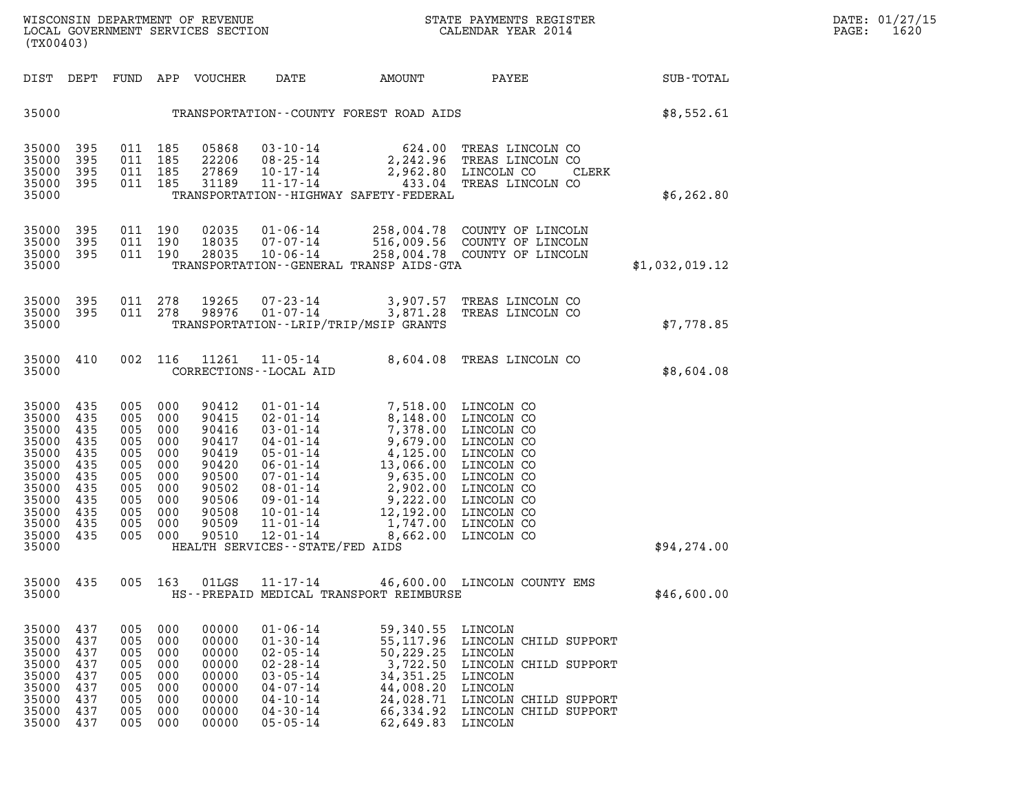WISCONSIN DEPARTMENT OF REVENUE
LOCAL GOVERNMENT SERVICES SECTION
(TX00403)

STATE PAYMENTS REGISTER
CALENDAR YEAR 2014

DATE: 01/27/15
PAGE: 1620

| DIST | DEPT | FUND | APP | VOUCHER | DATE | AMOUNT | PAYEE | SUB-TOTAL |
|---|---|---|---|---|---|---|---|---|
| 35000 | | | | | TRANSPORTATION--COUNTY FOREST ROAD AIDS | | | $8,552.61 |
| 35000 | 395 | 011 | 185 | 05868 | 03-10-14 | 624.00 | TREAS LINCOLN CO | |
| 35000 | 395 | 011 | 185 | 22206 | 08-25-14 | 2,242.96 | TREAS LINCOLN CO | |
| 35000 | 395 | 011 | 185 | 27869 | 10-17-14 | 2,962.80 | LINCOLN CO CLERK | |
| 35000 | 395 | 011 | 185 | 31189 | 11-17-14 | 433.04 | TREAS LINCOLN CO | |
| 35000 | | | | | TRANSPORTATION--HIGHWAY SAFETY-FEDERAL | | | $6,262.80 |
| 35000 | 395 | 011 | 190 | 02035 | 01-06-14 | 258,004.78 | COUNTY OF LINCOLN | |
| 35000 | 395 | 011 | 190 | 18035 | 07-07-14 | 516,009.56 | COUNTY OF LINCOLN | |
| 35000 | 395 | 011 | 190 | 28035 | 10-06-14 | 258,004.78 | COUNTY OF LINCOLN | |
| 35000 | | | | | TRANSPORTATION--GENERAL TRANSP AIDS-GTA | | | $1,032,019.12 |
| 35000 | 395 | 011 | 278 | 19265 | 07-23-14 | 3,907.57 | TREAS LINCOLN CO | |
| 35000 | 395 | 011 | 278 | 98976 | 01-07-14 | 3,871.28 | TREAS LINCOLN CO | |
| 35000 | | | | | TRANSPORTATION--LRIP/TRIP/MSIP GRANTS | | | $7,778.85 |
| 35000 | 410 | 002 | 116 | 11261 | 11-05-14 | 8,604.08 | TREAS LINCOLN CO | |
| 35000 | | | | | CORRECTIONS--LOCAL AID | | | $8,604.08 |
| 35000 | 435 | 005 | 000 | 90412 | 01-01-14 | 7,518.00 | LINCOLN CO | |
| 35000 | 435 | 005 | 000 | 90415 | 02-01-14 | 8,148.00 | LINCOLN CO | |
| 35000 | 435 | 005 | 000 | 90416 | 03-01-14 | 7,378.00 | LINCOLN CO | |
| 35000 | 435 | 005 | 000 | 90417 | 04-01-14 | 9,679.00 | LINCOLN CO | |
| 35000 | 435 | 005 | 000 | 90419 | 05-01-14 | 4,125.00 | LINCOLN CO | |
| 35000 | 435 | 005 | 000 | 90420 | 06-01-14 | 13,066.00 | LINCOLN CO | |
| 35000 | 435 | 005 | 000 | 90500 | 07-01-14 | 9,635.00 | LINCOLN CO | |
| 35000 | 435 | 005 | 000 | 90502 | 08-01-14 | 2,902.00 | LINCOLN CO | |
| 35000 | 435 | 005 | 000 | 90506 | 09-01-14 | 9,222.00 | LINCOLN CO | |
| 35000 | 435 | 005 | 000 | 90508 | 10-01-14 | 12,192.00 | LINCOLN CO | |
| 35000 | 435 | 005 | 000 | 90509 | 11-01-14 | 1,747.00 | LINCOLN CO | |
| 35000 | 435 | 005 | 000 | 90510 | 12-01-14 | 8,662.00 | LINCOLN CO | |
| 35000 | | | | | HEALTH SERVICES--STATE/FED AIDS | | | $94,274.00 |
| 35000 | 435 | 005 | 163 | 01LGS | 11-17-14 | 46,600.00 | LINCOLN COUNTY EMS | |
| 35000 | | | | | HS--PREPAID MEDICAL TRANSPORT REIMBURSE | | | $46,600.00 |
| 35000 | 437 | 005 | 000 | 00000 | 01-06-14 | 59,340.55 | LINCOLN | |
| 35000 | 437 | 005 | 000 | 00000 | 01-30-14 | 55,117.96 | LINCOLN CHILD SUPPORT | |
| 35000 | 437 | 005 | 000 | 00000 | 02-05-14 | 50,229.25 | LINCOLN | |
| 35000 | 437 | 005 | 000 | 00000 | 02-28-14 | 3,722.50 | LINCOLN CHILD SUPPORT | |
| 35000 | 437 | 005 | 000 | 00000 | 03-05-14 | 34,351.25 | LINCOLN | |
| 35000 | 437 | 005 | 000 | 00000 | 04-07-14 | 44,008.20 | LINCOLN | |
| 35000 | 437 | 005 | 000 | 00000 | 04-10-14 | 24,028.71 | LINCOLN CHILD SUPPORT | |
| 35000 | 437 | 005 | 000 | 00000 | 04-30-14 | 66,334.92 | LINCOLN CHILD SUPPORT | |
| 35000 | 437 | 005 | 000 | 00000 | 05-05-14 | 62,649.83 | LINCOLN | |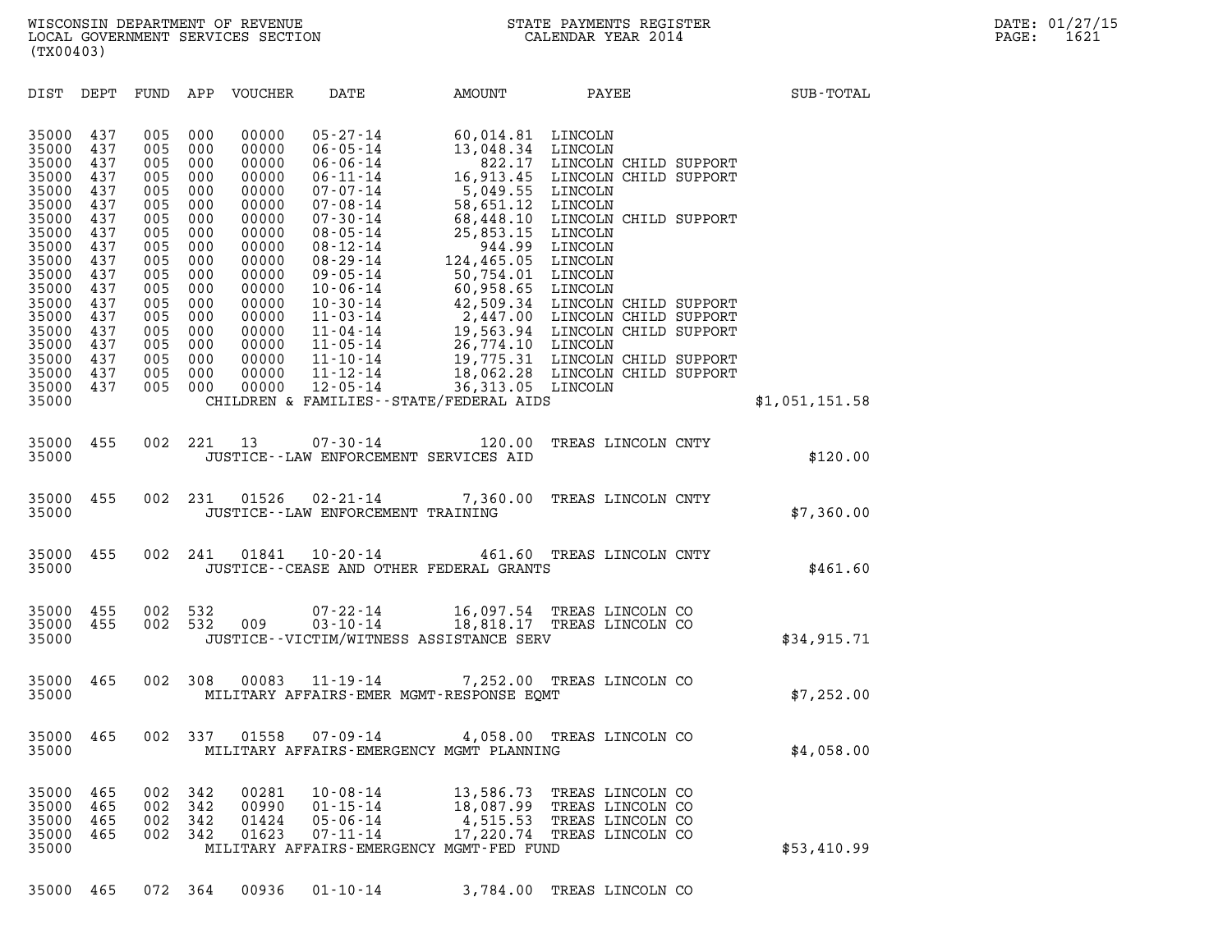WISCONSIN DEPARTMENT OF REVENUE
LOCAL GOVERNMENT SERVICES SECTION
(TX00403)

STATE PAYMENTS REGISTER
CALENDAR YEAR 2014

DATE: 01/27/15
PAGE: 1621

| DIST | DEPT | FUND | APP | VOUCHER | DATE | AMOUNT | PAYEE | SUB-TOTAL |
|---|---|---|---|---|---|---|---|---|
| 35000 | 437 | 005 | 000 | 00000 | 05-27-14 | 60,014.81 | LINCOLN | |
| 35000 | 437 | 005 | 000 | 00000 | 06-05-14 | 13,048.34 | LINCOLN | |
| 35000 | 437 | 005 | 000 | 00000 | 06-06-14 | 822.17 | LINCOLN CHILD SUPPORT | |
| 35000 | 437 | 005 | 000 | 00000 | 06-11-14 | 16,913.45 | LINCOLN CHILD SUPPORT | |
| 35000 | 437 | 005 | 000 | 00000 | 07-07-14 | 5,049.55 | LINCOLN | |
| 35000 | 437 | 005 | 000 | 00000 | 07-08-14 | 58,651.12 | LINCOLN | |
| 35000 | 437 | 005 | 000 | 00000 | 07-30-14 | 68,448.10 | LINCOLN CHILD SUPPORT | |
| 35000 | 437 | 005 | 000 | 00000 | 08-05-14 | 25,853.15 | LINCOLN | |
| 35000 | 437 | 005 | 000 | 00000 | 08-12-14 | 944.99 | LINCOLN | |
| 35000 | 437 | 005 | 000 | 00000 | 08-29-14 | 124,465.05 | LINCOLN | |
| 35000 | 437 | 005 | 000 | 00000 | 09-05-14 | 50,754.01 | LINCOLN | |
| 35000 | 437 | 005 | 000 | 00000 | 10-06-14 | 60,958.65 | LINCOLN | |
| 35000 | 437 | 005 | 000 | 00000 | 10-30-14 | 42,509.34 | LINCOLN CHILD SUPPORT | |
| 35000 | 437 | 005 | 000 | 00000 | 11-03-14 | 2,447.00 | LINCOLN CHILD SUPPORT | |
| 35000 | 437 | 005 | 000 | 00000 | 11-04-14 | 19,563.94 | LINCOLN CHILD SUPPORT | |
| 35000 | 437 | 005 | 000 | 00000 | 11-05-14 | 26,774.10 | LINCOLN | |
| 35000 | 437 | 005 | 000 | 00000 | 11-10-14 | 19,775.31 | LINCOLN CHILD SUPPORT | |
| 35000 | 437 | 005 | 000 | 00000 | 11-12-14 | 18,062.28 | LINCOLN CHILD SUPPORT | |
| 35000 | 437 | 005 | 000 | 00000 | 12-05-14 | 36,313.05 | LINCOLN | |
| 35000 | | | | | CHILDREN & FAMILIES--STATE/FEDERAL AIDS | | | $1,051,151.58 |
| 35000 | 455 | 002 | 221 | 13 | 07-30-14 | 120.00 | TREAS LINCOLN CNTY | |
| 35000 | | | | | JUSTICE--LAW ENFORCEMENT SERVICES AID | | | $120.00 |
| 35000 | 455 | 002 | 231 | 01526 | 02-21-14 | 7,360.00 | TREAS LINCOLN CNTY | |
| 35000 | | | | | JUSTICE--LAW ENFORCEMENT TRAINING | | | $7,360.00 |
| 35000 | 455 | 002 | 241 | 01841 | 10-20-14 | 461.60 | TREAS LINCOLN CNTY | |
| 35000 | | | | | JUSTICE--CEASE AND OTHER FEDERAL GRANTS | | | $461.60 |
| 35000 | 455 | 002 | 532 | | 07-22-14 | 16,097.54 | TREAS LINCOLN CO | |
| 35000 | 455 | 002 | 532 | 009 | 03-10-14 | 18,818.17 | TREAS LINCOLN CO | |
| 35000 | | | | | JUSTICE--VICTIM/WITNESS ASSISTANCE SERV | | | $34,915.71 |
| 35000 | 465 | 002 | 308 | 00083 | 11-19-14 | 7,252.00 | TREAS LINCOLN CO | |
| 35000 | | | | | MILITARY AFFAIRS-EMER MGMT-RESPONSE EQMT | | | $7,252.00 |
| 35000 | 465 | 002 | 337 | 01558 | 07-09-14 | 4,058.00 | TREAS LINCOLN CO | |
| 35000 | | | | | MILITARY AFFAIRS-EMERGENCY MGMT PLANNING | | | $4,058.00 |
| 35000 | 465 | 002 | 342 | 00281 | 10-08-14 | 13,586.73 | TREAS LINCOLN CO | |
| 35000 | 465 | 002 | 342 | 00990 | 01-15-14 | 18,087.99 | TREAS LINCOLN CO | |
| 35000 | 465 | 002 | 342 | 01424 | 05-06-14 | 4,515.53 | TREAS LINCOLN CO | |
| 35000 | 465 | 002 | 342 | 01623 | 07-11-14 | 17,220.74 | TREAS LINCOLN CO | |
| 35000 | | | | | MILITARY AFFAIRS-EMERGENCY MGMT-FED FUND | | | $53,410.99 |
| 35000 | 465 | 072 | 364 | 00936 | 01-10-14 | 3,784.00 | TREAS LINCOLN CO | |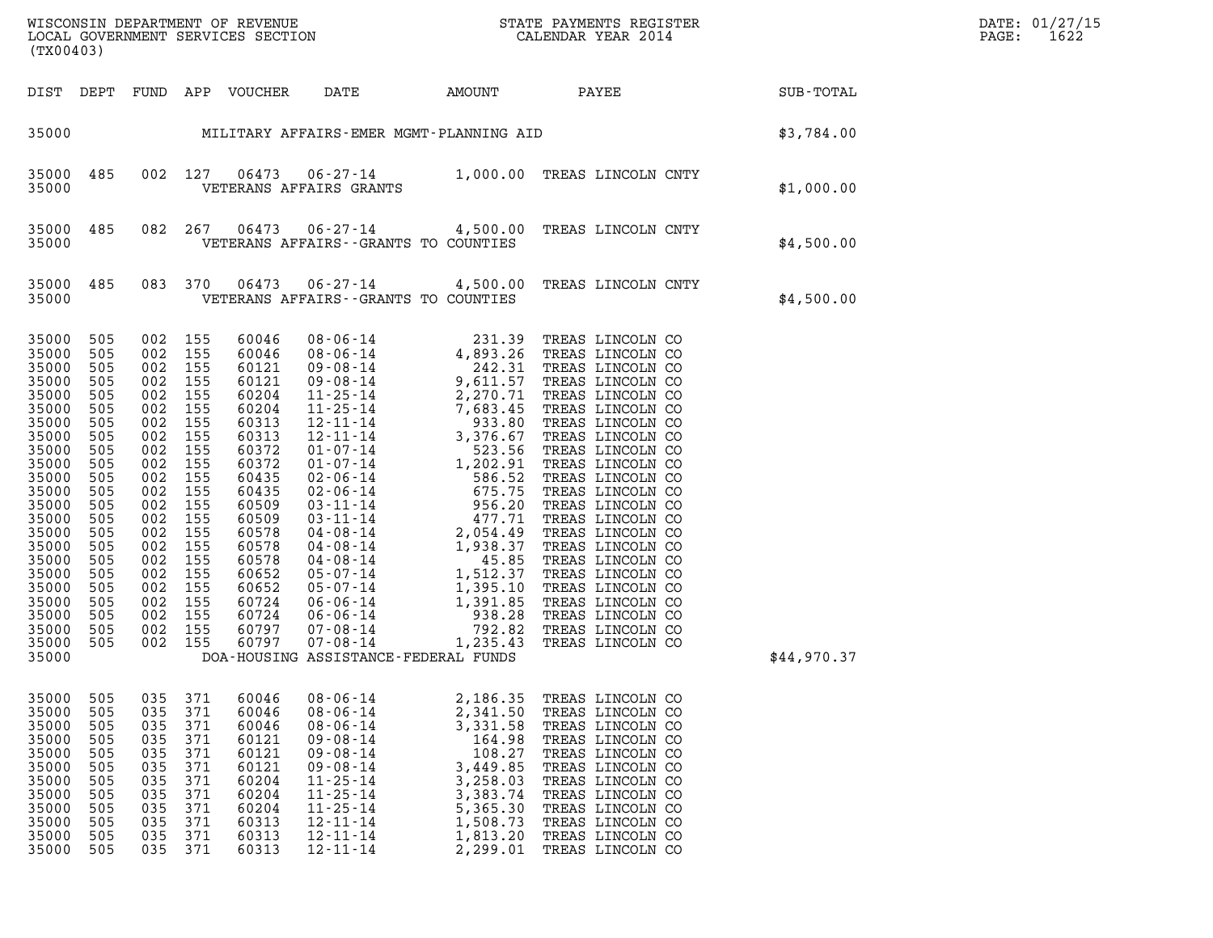WISCONSIN DEPARTMENT OF REVENUE
LOCAL GOVERNMENT SERVICES SECTION
(TX00403)

STATE PAYMENTS REGISTER
CALENDAR YEAR 2014

DATE: 01/27/15
PAGE: 1622

| DIST | DEPT | FUND | APP | VOUCHER | DATE | AMOUNT | PAYEE | SUB-TOTAL |
|---|---|---|---|---|---|---|---|---|
| 35000 | | | | | MILITARY AFFAIRS-EMER MGMT-PLANNING AID | | | $3,784.00 |
| 35000 | 485 | 002 | 127 | 06473 | 06-27-14 | 1,000.00 | TREAS LINCOLN CNTY | |
| 35000 | | | | | VETERANS AFFAIRS GRANTS | | | $1,000.00 |
| 35000 | 485 | 082 | 267 | 06473 | 06-27-14 | 4,500.00 | TREAS LINCOLN CNTY | |
| 35000 | | | | | VETERANS AFFAIRS--GRANTS TO COUNTIES | | | $4,500.00 |
| 35000 | 485 | 083 | 370 | 06473 | 06-27-14 | 4,500.00 | TREAS LINCOLN CNTY | |
| 35000 | | | | | VETERANS AFFAIRS--GRANTS TO COUNTIES | | | $4,500.00 |
| 35000 | 505 | 002 | 155 | 60046 | 08-06-14 | 231.39 | TREAS LINCOLN CO | |
| 35000 | 505 | 002 | 155 | 60046 | 08-06-14 | 4,893.26 | TREAS LINCOLN CO | |
| 35000 | 505 | 002 | 155 | 60121 | 09-08-14 | 242.31 | TREAS LINCOLN CO | |
| 35000 | 505 | 002 | 155 | 60121 | 09-08-14 | 9,611.57 | TREAS LINCOLN CO | |
| 35000 | 505 | 002 | 155 | 60204 | 11-25-14 | 2,270.71 | TREAS LINCOLN CO | |
| 35000 | 505 | 002 | 155 | 60204 | 11-25-14 | 7,683.45 | TREAS LINCOLN CO | |
| 35000 | 505 | 002 | 155 | 60313 | 12-11-14 | 933.80 | TREAS LINCOLN CO | |
| 35000 | 505 | 002 | 155 | 60313 | 12-11-14 | 3,376.67 | TREAS LINCOLN CO | |
| 35000 | 505 | 002 | 155 | 60372 | 01-07-14 | 523.56 | TREAS LINCOLN CO | |
| 35000 | 505 | 002 | 155 | 60372 | 01-07-14 | 1,202.91 | TREAS LINCOLN CO | |
| 35000 | 505 | 002 | 155 | 60435 | 02-06-14 | 586.52 | TREAS LINCOLN CO | |
| 35000 | 505 | 002 | 155 | 60435 | 02-06-14 | 675.75 | TREAS LINCOLN CO | |
| 35000 | 505 | 002 | 155 | 60509 | 03-11-14 | 956.20 | TREAS LINCOLN CO | |
| 35000 | 505 | 002 | 155 | 60509 | 03-11-14 | 477.71 | TREAS LINCOLN CO | |
| 35000 | 505 | 002 | 155 | 60578 | 04-08-14 | 2,054.49 | TREAS LINCOLN CO | |
| 35000 | 505 | 002 | 155 | 60578 | 04-08-14 | 1,938.37 | TREAS LINCOLN CO | |
| 35000 | 505 | 002 | 155 | 60578 | 04-08-14 | 45.85 | TREAS LINCOLN CO | |
| 35000 | 505 | 002 | 155 | 60652 | 05-07-14 | 1,512.37 | TREAS LINCOLN CO | |
| 35000 | 505 | 002 | 155 | 60652 | 05-07-14 | 1,395.10 | TREAS LINCOLN CO | |
| 35000 | 505 | 002 | 155 | 60724 | 06-06-14 | 1,391.85 | TREAS LINCOLN CO | |
| 35000 | 505 | 002 | 155 | 60724 | 06-06-14 | 938.28 | TREAS LINCOLN CO | |
| 35000 | 505 | 002 | 155 | 60797 | 07-08-14 | 792.82 | TREAS LINCOLN CO | |
| 35000 | 505 | 002 | 155 | 60797 | 07-08-14 | 1,235.43 | TREAS LINCOLN CO | |
| 35000 | | | | | DOA-HOUSING ASSISTANCE-FEDERAL FUNDS | | | $44,970.37 |
| 35000 | 505 | 035 | 371 | 60046 | 08-06-14 | 2,186.35 | TREAS LINCOLN CO | |
| 35000 | 505 | 035 | 371 | 60046 | 08-06-14 | 2,341.50 | TREAS LINCOLN CO | |
| 35000 | 505 | 035 | 371 | 60046 | 08-06-14 | 3,331.58 | TREAS LINCOLN CO | |
| 35000 | 505 | 035 | 371 | 60121 | 09-08-14 | 164.98 | TREAS LINCOLN CO | |
| 35000 | 505 | 035 | 371 | 60121 | 09-08-14 | 108.27 | TREAS LINCOLN CO | |
| 35000 | 505 | 035 | 371 | 60121 | 09-08-14 | 3,449.85 | TREAS LINCOLN CO | |
| 35000 | 505 | 035 | 371 | 60204 | 11-25-14 | 3,258.03 | TREAS LINCOLN CO | |
| 35000 | 505 | 035 | 371 | 60204 | 11-25-14 | 3,383.74 | TREAS LINCOLN CO | |
| 35000 | 505 | 035 | 371 | 60204 | 11-25-14 | 5,365.30 | TREAS LINCOLN CO | |
| 35000 | 505 | 035 | 371 | 60313 | 12-11-14 | 1,508.73 | TREAS LINCOLN CO | |
| 35000 | 505 | 035 | 371 | 60313 | 12-11-14 | 1,813.20 | TREAS LINCOLN CO | |
| 35000 | 505 | 035 | 371 | 60313 | 12-11-14 | 2,299.01 | TREAS LINCOLN CO | |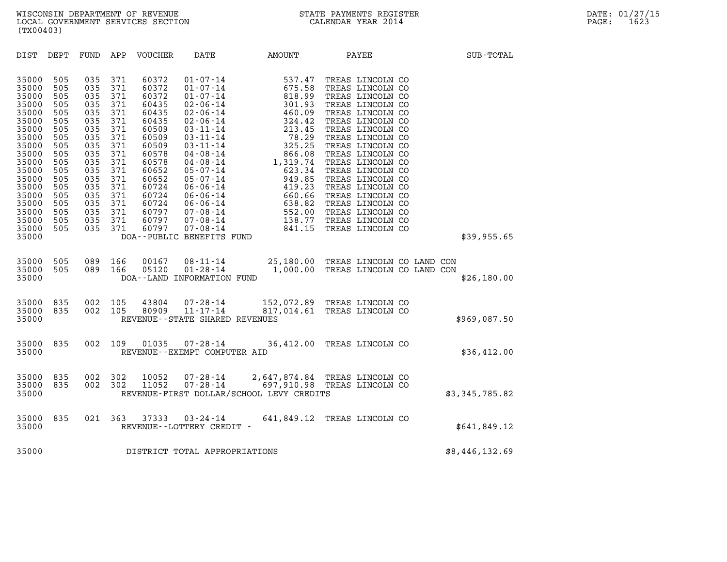WISCONSIN DEPARTMENT OF REVENUE
LOCAL GOVERNMENT SERVICES SECTION
(TX00403)

STATE PAYMENTS REGISTER
CALENDAR YEAR 2014

DATE: 01/27/15

| DIST | DEPT | FUND | APP | VOUCHER | DATE | AMOUNT | PAYEE | SUB-TOTAL |
|---|---|---|---|---|---|---|---|---|
| 35000 | 505 | 035 | 371 | 60372 | 01-07-14 | 537.47 | TREAS LINCOLN CO | |
| 35000 | 505 | 035 | 371 | 60372 | 01-07-14 | 675.58 | TREAS LINCOLN CO | |
| 35000 | 505 | 035 | 371 | 60372 | 01-07-14 | 818.99 | TREAS LINCOLN CO | |
| 35000 | 505 | 035 | 371 | 60435 | 02-06-14 | 301.93 | TREAS LINCOLN CO | |
| 35000 | 505 | 035 | 371 | 60435 | 02-06-14 | 460.09 | TREAS LINCOLN CO | |
| 35000 | 505 | 035 | 371 | 60435 | 02-06-14 | 324.42 | TREAS LINCOLN CO | |
| 35000 | 505 | 035 | 371 | 60509 | 03-11-14 | 213.45 | TREAS LINCOLN CO | |
| 35000 | 505 | 035 | 371 | 60509 | 03-11-14 | 78.29 | TREAS LINCOLN CO | |
| 35000 | 505 | 035 | 371 | 60509 | 03-11-14 | 325.25 | TREAS LINCOLN CO | |
| 35000 | 505 | 035 | 371 | 60578 | 04-08-14 | 866.08 | TREAS LINCOLN CO | |
| 35000 | 505 | 035 | 371 | 60578 | 04-08-14 | 1,319.74 | TREAS LINCOLN CO | |
| 35000 | 505 | 035 | 371 | 60652 | 05-07-14 | 623.34 | TREAS LINCOLN CO | |
| 35000 | 505 | 035 | 371 | 60652 | 05-07-14 | 949.85 | TREAS LINCOLN CO | |
| 35000 | 505 | 035 | 371 | 60724 | 06-06-14 | 419.23 | TREAS LINCOLN CO | |
| 35000 | 505 | 035 | 371 | 60724 | 06-06-14 | 660.66 | TREAS LINCOLN CO | |
| 35000 | 505 | 035 | 371 | 60724 | 06-06-14 | 638.82 | TREAS LINCOLN CO | |
| 35000 | 505 | 035 | 371 | 60797 | 07-08-14 | 552.00 | TREAS LINCOLN CO | |
| 35000 | 505 | 035 | 371 | 60797 | 07-08-14 | 138.77 | TREAS LINCOLN CO | |
| 35000 | 505 | 035 | 371 | 60797 | 07-08-14 | 841.15 | TREAS LINCOLN CO | |
| 35000 | | | | DOA--PUBLIC BENEFITS FUND | | | | $39,955.65 |
| 35000 | 505 | 089 | 166 | 00167 | 08-11-14 | 25,180.00 | TREAS LINCOLN CO LAND CON | |
| 35000 | 505 | 089 | 166 | 05120 | 01-28-14 | 1,000.00 | TREAS LINCOLN CO LAND CON | |
| 35000 | | | | DOA--LAND INFORMATION FUND | | | | $26,180.00 |
| 35000 | 835 | 002 | 105 | 43804 | 07-28-14 | 152,072.89 | TREAS LINCOLN CO | |
| 35000 | 835 | 002 | 105 | 80909 | 11-17-14 | 817,014.61 | TREAS LINCOLN CO | |
| 35000 | | | | REVENUE--STATE SHARED REVENUES | | | | $969,087.50 |
| 35000 | 835 | 002 | 109 | 01035 | 07-28-14 | 36,412.00 | TREAS LINCOLN CO | |
| 35000 | | | | REVENUE--EXEMPT COMPUTER AID | | | | $36,412.00 |
| 35000 | 835 | 002 | 302 | 10052 | 07-28-14 | 2,647,874.84 | TREAS LINCOLN CO | |
| 35000 | 835 | 002 | 302 | 11052 | 07-28-14 | 697,910.98 | TREAS LINCOLN CO | |
| 35000 | | | | REVENUE-FIRST DOLLAR/SCHOOL LEVY CREDITS | | | | $3,345,785.82 |
| 35000 | 835 | 021 | 363 | 37333 | 03-24-14 | 641,849.12 | TREAS LINCOLN CO | |
| 35000 | | | | REVENUE--LOTTERY CREDIT - | | | | $641,849.12 |
| 35000 | | | | DISTRICT TOTAL APPROPRIATIONS | | | | $8,446,132.69 |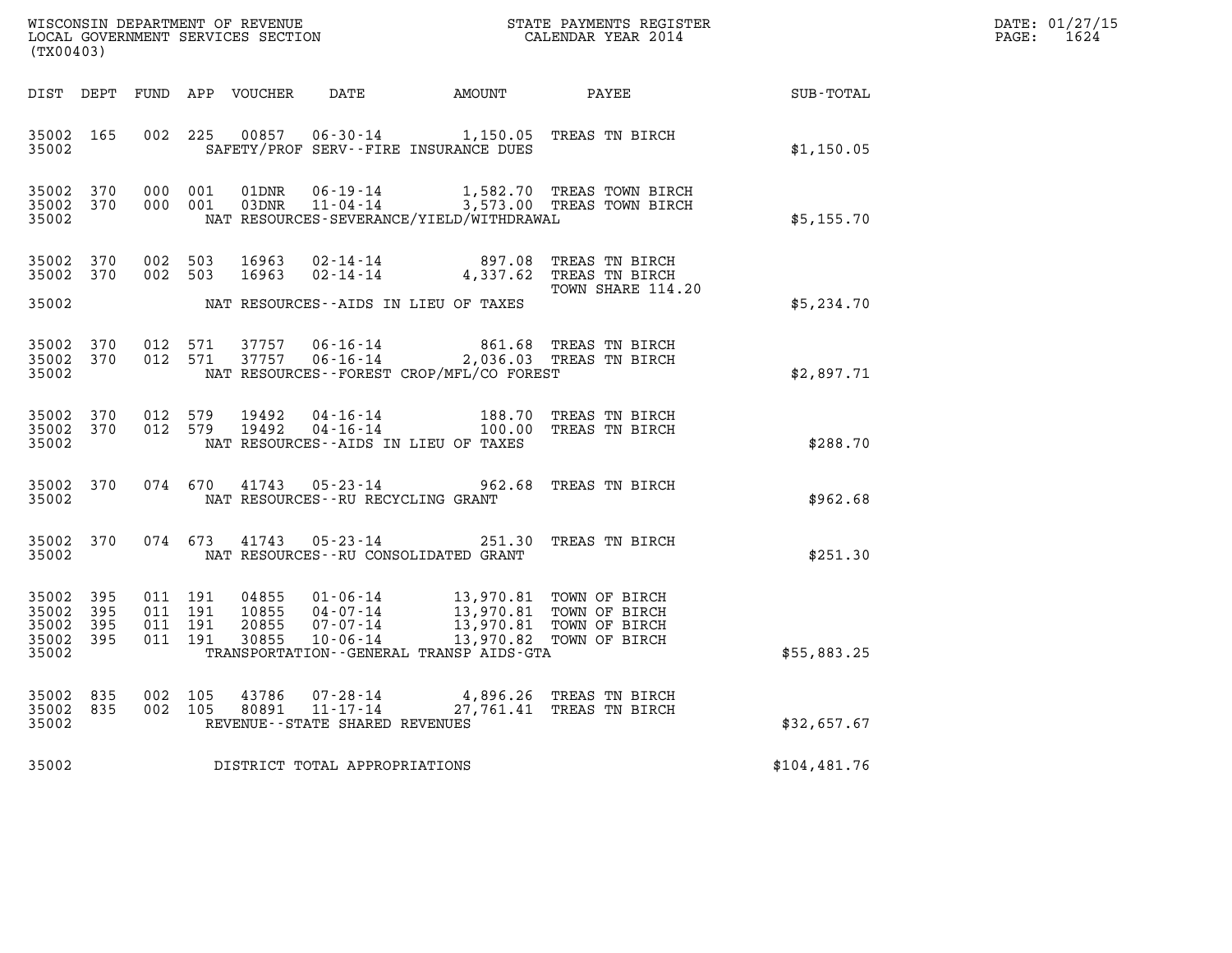WISCONSIN DEPARTMENT OF REVENUE
LOCAL GOVERNMENT SERVICES SECTION
(TX00403)

STATE PAYMENTS REGISTER
CALENDAR YEAR 2014

DATE: 01/27/15
PAGE: 1624

| DIST | DEPT | FUND | APP | VOUCHER | DATE | AMOUNT | PAYEE | SUB-TOTAL |
|---|---|---|---|---|---|---|---|---|
| 35002 | 165 | 002 | 225 | 00857 | 06-30-14 | 1,150.05 | TREAS TN BIRCH | |
| 35002 | | | | | SAFETY/PROF SERV--FIRE INSURANCE DUES | | | $1,150.05 |
| 35002 | 370 | 000 | 001 | 01DNR | 06-19-14 | 1,582.70 | TREAS TOWN BIRCH | |
| 35002 | 370 | 000 | 001 | 03DNR | 11-04-14 | 3,573.00 | TREAS TOWN BIRCH | |
| 35002 | | | | | NAT RESOURCES-SEVERANCE/YIELD/WITHDRAWAL | | | $5,155.70 |
| 35002 | 370 | 002 | 503 | 16963 | 02-14-14 | 897.08 | TREAS TN BIRCH | |
| 35002 | 370 | 002 | 503 | 16963 | 02-14-14 | 4,337.62 | TREAS TN BIRCH TOWN SHARE 114.20 | |
| 35002 | | | | | NAT RESOURCES--AIDS IN LIEU OF TAXES | | | $5,234.70 |
| 35002 | 370 | 012 | 571 | 37757 | 06-16-14 | 861.68 | TREAS TN BIRCH | |
| 35002 | 370 | 012 | 571 | 37757 | 06-16-14 | 2,036.03 | TREAS TN BIRCH | |
| 35002 | | | | | NAT RESOURCES--FOREST CROP/MFL/CO FOREST | | | $2,897.71 |
| 35002 | 370 | 012 | 579 | 19492 | 04-16-14 | 188.70 | TREAS TN BIRCH | |
| 35002 | 370 | 012 | 579 | 19492 | 04-16-14 | 100.00 | TREAS TN BIRCH | |
| 35002 | | | | | NAT RESOURCES--AIDS IN LIEU OF TAXES | | | $288.70 |
| 35002 | 370 | 074 | 670 | 41743 | 05-23-14 | 962.68 | TREAS TN BIRCH | |
| 35002 | | | | | NAT RESOURCES--RU RECYCLING GRANT | | | $962.68 |
| 35002 | 370 | 074 | 673 | 41743 | 05-23-14 | 251.30 | TREAS TN BIRCH | |
| 35002 | | | | | NAT RESOURCES--RU CONSOLIDATED GRANT | | | $251.30 |
| 35002 | 395 | 011 | 191 | 04855 | 01-06-14 | 13,970.81 | TOWN OF BIRCH | |
| 35002 | 395 | 011 | 191 | 10855 | 04-07-14 | 13,970.81 | TOWN OF BIRCH | |
| 35002 | 395 | 011 | 191 | 20855 | 07-07-14 | 13,970.81 | TOWN OF BIRCH | |
| 35002 | 395 | 011 | 191 | 30855 | 10-06-14 | 13,970.82 | TOWN OF BIRCH | |
| 35002 | | | | | TRANSPORTATION--GENERAL TRANSP AIDS-GTA | | | $55,883.25 |
| 35002 | 835 | 002 | 105 | 43786 | 07-28-14 | 4,896.26 | TREAS TN BIRCH | |
| 35002 | 835 | 002 | 105 | 80891 | 11-17-14 | 27,761.41 | TREAS TN BIRCH | |
| 35002 | | | | | REVENUE--STATE SHARED REVENUES | | | $32,657.67 |
| 35002 | | | | | DISTRICT TOTAL APPROPRIATIONS | | | $104,481.76 |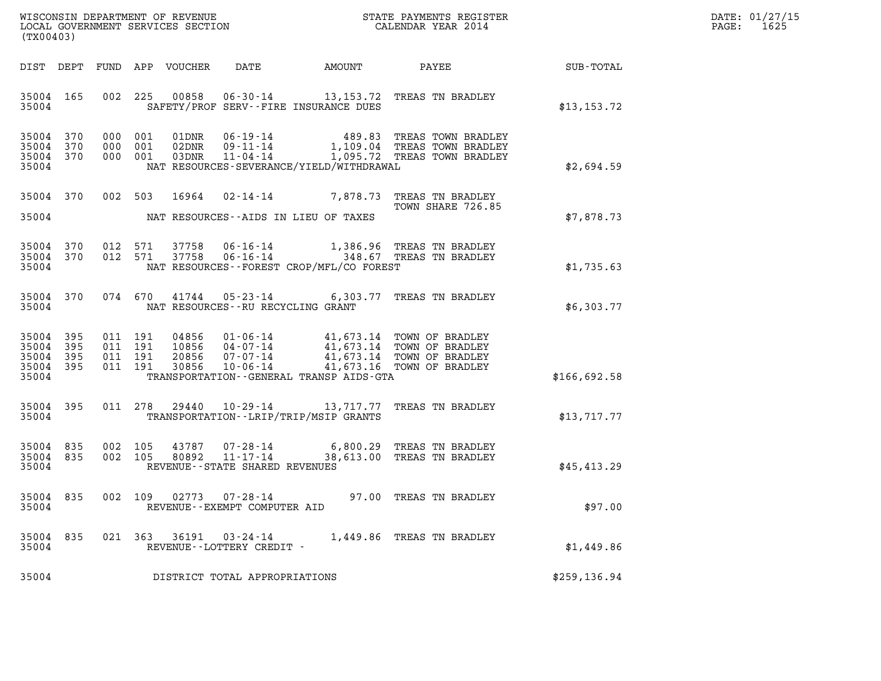WISCONSIN DEPARTMENT OF REVENUE
LOCAL GOVERNMENT SERVICES SECTION
(TX00403)

STATE PAYMENTS REGISTER
CALENDAR YEAR 2014

DATE: 01/27/15
PAGE: 1625

| DIST | DEPT | FUND | APP | VOUCHER | DATE | AMOUNT | PAYEE | SUB-TOTAL |
|---|---|---|---|---|---|---|---|---|
| 35004 | 165 | 002 | 225 | 00858 | 06-30-14 | 13,153.72 | TREAS TN BRADLEY | |
| 35004 | | | | SAFETY/PROF SERV--FIRE INSURANCE DUES | | | | $13,153.72 |
| 35004 | 370 | 000 | 001 | 01DNR | 06-19-14 | 489.83 | TREAS TOWN BRADLEY | |
| 35004 | 370 | 000 | 001 | 02DNR | 09-11-14 | 1,109.04 | TREAS TOWN BRADLEY | |
| 35004 | 370 | 000 | 001 | 03DNR | 11-04-14 | 1,095.72 | TREAS TOWN BRADLEY | |
| 35004 | | | | NAT RESOURCES-SEVERANCE/YIELD/WITHDRAWAL | | | | $2,694.59 |
| 35004 | 370 | 002 | 503 | 16964 | 02-14-14 | 7,878.73 | TREAS TN BRADLEY TOWN SHARE 726.85 | |
| 35004 | | | | NAT RESOURCES--AIDS IN LIEU OF TAXES | | | | $7,878.73 |
| 35004 | 370 | 012 | 571 | 37758 | 06-16-14 | 1,386.96 | TREAS TN BRADLEY | |
| 35004 | 370 | 012 | 571 | 37758 | 06-16-14 | 348.67 | TREAS TN BRADLEY | |
| 35004 | | | | NAT RESOURCES--FOREST CROP/MFL/CO FOREST | | | | $1,735.63 |
| 35004 | 370 | 074 | 670 | 41744 | 05-23-14 | 6,303.77 | TREAS TN BRADLEY | |
| 35004 | | | | NAT RESOURCES--RU RECYCLING GRANT | | | | $6,303.77 |
| 35004 | 395 | 011 | 191 | 04856 | 01-06-14 | 41,673.14 | TOWN OF BRADLEY | |
| 35004 | 395 | 011 | 191 | 10856 | 04-07-14 | 41,673.14 | TOWN OF BRADLEY | |
| 35004 | 395 | 011 | 191 | 20856 | 07-07-14 | 41,673.14 | TOWN OF BRADLEY | |
| 35004 | 395 | 011 | 191 | 30856 | 10-06-14 | 41,673.16 | TOWN OF BRADLEY | |
| 35004 | | | | TRANSPORTATION--GENERAL TRANSP AIDS-GTA | | | | $166,692.58 |
| 35004 | 395 | 011 | 278 | 29440 | 10-29-14 | 13,717.77 | TREAS TN BRADLEY | |
| 35004 | | | | TRANSPORTATION--LRIP/TRIP/MSIP GRANTS | | | | $13,717.77 |
| 35004 | 835 | 002 | 105 | 43787 | 07-28-14 | 6,800.29 | TREAS TN BRADLEY | |
| 35004 | 835 | 002 | 105 | 80892 | 11-17-14 | 38,613.00 | TREAS TN BRADLEY | |
| 35004 | | | | REVENUE--STATE SHARED REVENUES | | | | $45,413.29 |
| 35004 | 835 | 002 | 109 | 02773 | 07-28-14 | 97.00 | TREAS TN BRADLEY | |
| 35004 | | | | REVENUE--EXEMPT COMPUTER AID | | | | $97.00 |
| 35004 | 835 | 021 | 363 | 36191 | 03-24-14 | 1,449.86 | TREAS TN BRADLEY | |
| 35004 | | | | REVENUE--LOTTERY CREDIT - | | | | $1,449.86 |
| 35004 | | | | DISTRICT TOTAL APPROPRIATIONS | | | | $259,136.94 |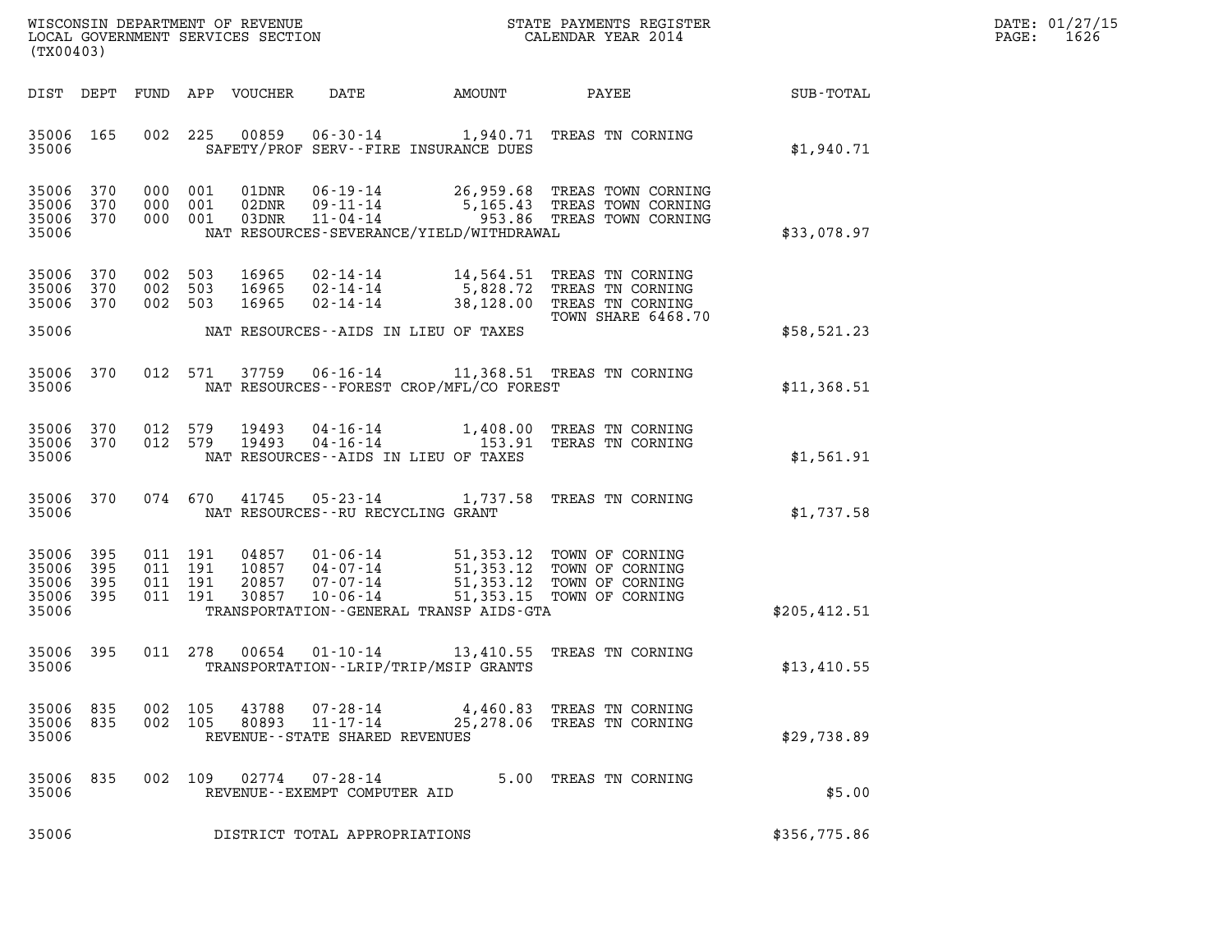WISCONSIN DEPARTMENT OF REVENUE
LOCAL GOVERNMENT SERVICES SECTION
(TX00403)

STATE PAYMENTS REGISTER
CALENDAR YEAR 2014

DATE: 01/27/15
PAGE: 1626

| DIST | DEPT | FUND | APP | VOUCHER | DATE | AMOUNT | PAYEE | SUB-TOTAL |
|---|---|---|---|---|---|---|---|---|
| 35006 | 165 | 002 | 225 | 00859 | 06-30-14 | 1,940.71 | TREAS TN CORNING | |
| 35006 | | | | | SAFETY/PROF SERV--FIRE INSURANCE DUES | | | $1,940.71 |
| 35006 | 370 | 000 | 001 | 01DNR | 06-19-14 | 26,959.68 | TREAS TOWN CORNING | |
| 35006 | 370 | 000 | 001 | 02DNR | 09-11-14 | 5,165.43 | TREAS TOWN CORNING | |
| 35006 | 370 | 000 | 001 | 03DNR | 11-04-14 | 953.86 | TREAS TOWN CORNING | |
| 35006 | | | | | NAT RESOURCES-SEVERANCE/YIELD/WITHDRAWAL | | | $33,078.97 |
| 35006 | 370 | 002 | 503 | 16965 | 02-14-14 | 14,564.51 | TREAS TN CORNING | |
| 35006 | 370 | 002 | 503 | 16965 | 02-14-14 | 5,828.72 | TREAS TN CORNING | |
| 35006 | 370 | 002 | 503 | 16965 | 02-14-14 | 38,128.00 | TREAS TN CORNING TOWN SHARE 6468.70 | |
| 35006 | | | | | NAT RESOURCES--AIDS IN LIEU OF TAXES | | | $58,521.23 |
| 35006 | 370 | 012 | 571 | 37759 | 06-16-14 | 11,368.51 | TREAS TN CORNING | |
| 35006 | | | | | NAT RESOURCES--FOREST CROP/MFL/CO FOREST | | | $11,368.51 |
| 35006 | 370 | 012 | 579 | 19493 | 04-16-14 | 1,408.00 | TREAS TN CORNING | |
| 35006 | 370 | 012 | 579 | 19493 | 04-16-14 | 153.91 | TERAS TN CORNING | |
| 35006 | | | | | NAT RESOURCES--AIDS IN LIEU OF TAXES | | | $1,561.91 |
| 35006 | 370 | 074 | 670 | 41745 | 05-23-14 | 1,737.58 | TREAS TN CORNING | |
| 35006 | | | | | NAT RESOURCES--RU RECYCLING GRANT | | | $1,737.58 |
| 35006 | 395 | 011 | 191 | 04857 | 01-06-14 | 51,353.12 | TOWN OF CORNING | |
| 35006 | 395 | 011 | 191 | 10857 | 04-07-14 | 51,353.12 | TOWN OF CORNING | |
| 35006 | 395 | 011 | 191 | 20857 | 07-07-14 | 51,353.12 | TOWN OF CORNING | |
| 35006 | 395 | 011 | 191 | 30857 | 10-06-14 | 51,353.15 | TOWN OF CORNING | |
| 35006 | | | | | TRANSPORTATION--GENERAL TRANSP AIDS-GTA | | | $205,412.51 |
| 35006 | 395 | 011 | 278 | 00654 | 01-10-14 | 13,410.55 | TREAS TN CORNING | |
| 35006 | | | | | TRANSPORTATION--LRIP/TRIP/MSIP GRANTS | | | $13,410.55 |
| 35006 | 835 | 002 | 105 | 43788 | 07-28-14 | 4,460.83 | TREAS TN CORNING | |
| 35006 | 835 | 002 | 105 | 80893 | 11-17-14 | 25,278.06 | TREAS TN CORNING | |
| 35006 | | | | | REVENUE--STATE SHARED REVENUES | | | $29,738.89 |
| 35006 | 835 | 002 | 109 | 02774 | 07-28-14 | 5.00 | TREAS TN CORNING | |
| 35006 | | | | | REVENUE--EXEMPT COMPUTER AID | | | $5.00 |
| 35006 | | | | | DISTRICT TOTAL APPROPRIATIONS | | | $356,775.86 |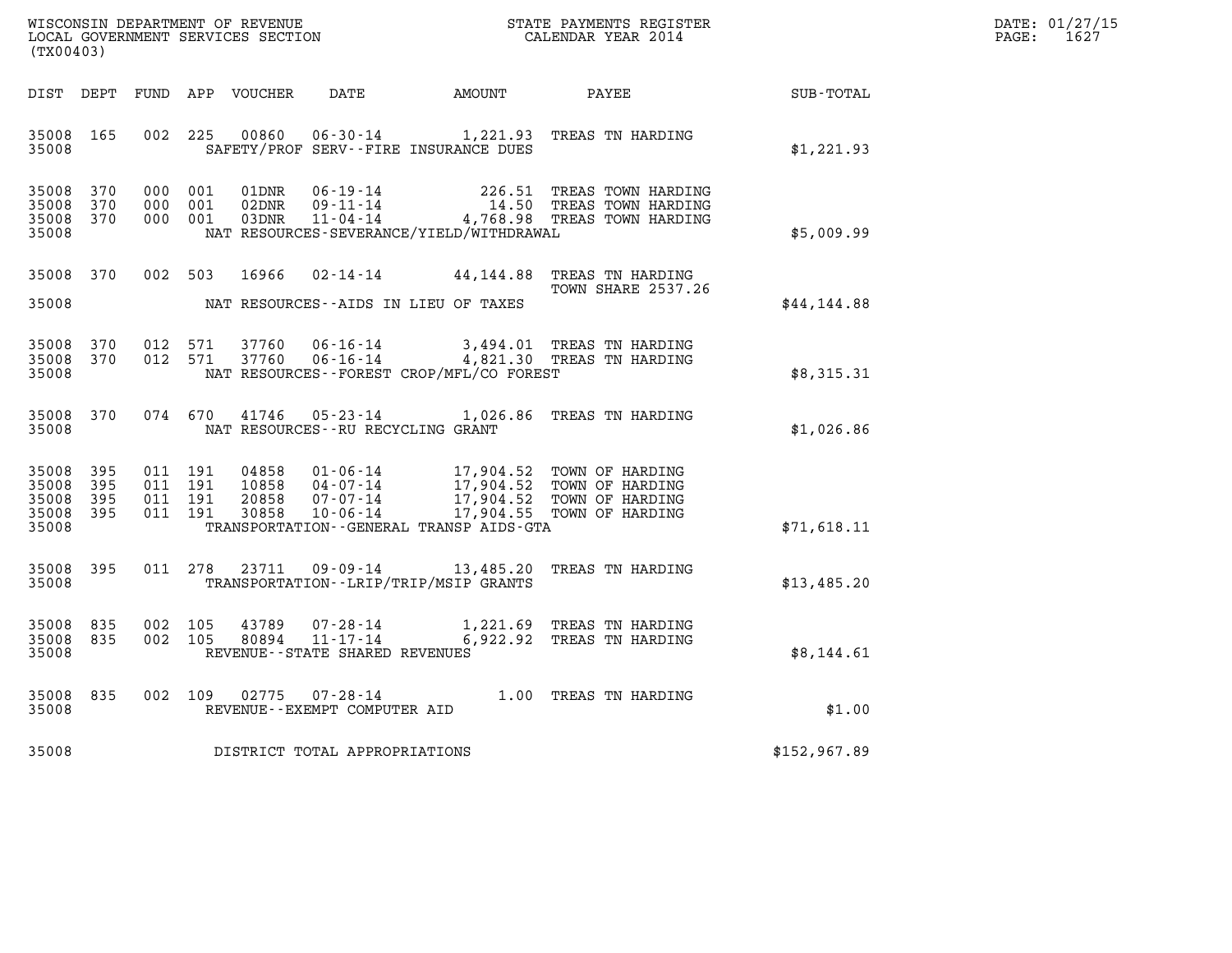WISCONSIN DEPARTMENT OF REVENUE
LOCAL GOVERNMENT SERVICES SECTION
(TX00403)

STATE PAYMENTS REGISTER
CALENDAR YEAR 2014

DATE: 01/27/15
PAGE: 1627

| DIST | DEPT | FUND | APP | VOUCHER | DATE | AMOUNT | PAYEE | SUB-TOTAL |
|---|---|---|---|---|---|---|---|---|
| 35008 | 165 | 002 | 225 | 00860 | 06-30-14 | 1,221.93 | TREAS TN HARDING | |
| 35008 | | | | | SAFETY/PROF SERV--FIRE INSURANCE DUES | | | $1,221.93 |
| 35008 | 370 | 000 | 001 | 01DNR | 06-19-14 | 226.51 | TREAS TOWN HARDING | |
| 35008 | 370 | 000 | 001 | 02DNR | 09-11-14 | 14.50 | TREAS TOWN HARDING | |
| 35008 | 370 | 000 | 001 | 03DNR | 11-04-14 | 4,768.98 | TREAS TOWN HARDING | |
| 35008 | | | | | NAT RESOURCES-SEVERANCE/YIELD/WITHDRAWAL | | | $5,009.99 |
| 35008 | 370 | 002 | 503 | 16966 | 02-14-14 | 44,144.88 | TREAS TN HARDING TOWN SHARE 2537.26 | |
| 35008 | | | | | NAT RESOURCES--AIDS IN LIEU OF TAXES | | | $44,144.88 |
| 35008 | 370 | 012 | 571 | 37760 | 06-16-14 | 3,494.01 | TREAS TN HARDING | |
| 35008 | 370 | 012 | 571 | 37760 | 06-16-14 | 4,821.30 | TREAS TN HARDING | |
| 35008 | | | | | NAT RESOURCES--FOREST CROP/MFL/CO FOREST | | | $8,315.31 |
| 35008 | 370 | 074 | 670 | 41746 | 05-23-14 | 1,026.86 | TREAS TN HARDING | |
| 35008 | | | | | NAT RESOURCES--RU RECYCLING GRANT | | | $1,026.86 |
| 35008 | 395 | 011 | 191 | 04858 | 01-06-14 | 17,904.52 | TOWN OF HARDING | |
| 35008 | 395 | 011 | 191 | 10858 | 04-07-14 | 17,904.52 | TOWN OF HARDING | |
| 35008 | 395 | 011 | 191 | 20858 | 07-07-14 | 17,904.52 | TOWN OF HARDING | |
| 35008 | 395 | 011 | 191 | 30858 | 10-06-14 | 17,904.55 | TOWN OF HARDING | |
| 35008 | | | | | TRANSPORTATION--GENERAL TRANSP AIDS-GTA | | | $71,618.11 |
| 35008 | 395 | 011 | 278 | 23711 | 09-09-14 | 13,485.20 | TREAS TN HARDING | |
| 35008 | | | | | TRANSPORTATION--LRIP/TRIP/MSIP GRANTS | | | $13,485.20 |
| 35008 | 835 | 002 | 105 | 43789 | 07-28-14 | 1,221.69 | TREAS TN HARDING | |
| 35008 | 835 | 002 | 105 | 80894 | 11-17-14 | 6,922.92 | TREAS TN HARDING | |
| 35008 | | | | | REVENUE--STATE SHARED REVENUES | | | $8,144.61 |
| 35008 | 835 | 002 | 109 | 02775 | 07-28-14 | 1.00 | TREAS TN HARDING | |
| 35008 | | | | | REVENUE--EXEMPT COMPUTER AID | | | $1.00 |
| 35008 | | | | | DISTRICT TOTAL APPROPRIATIONS | | | $152,967.89 |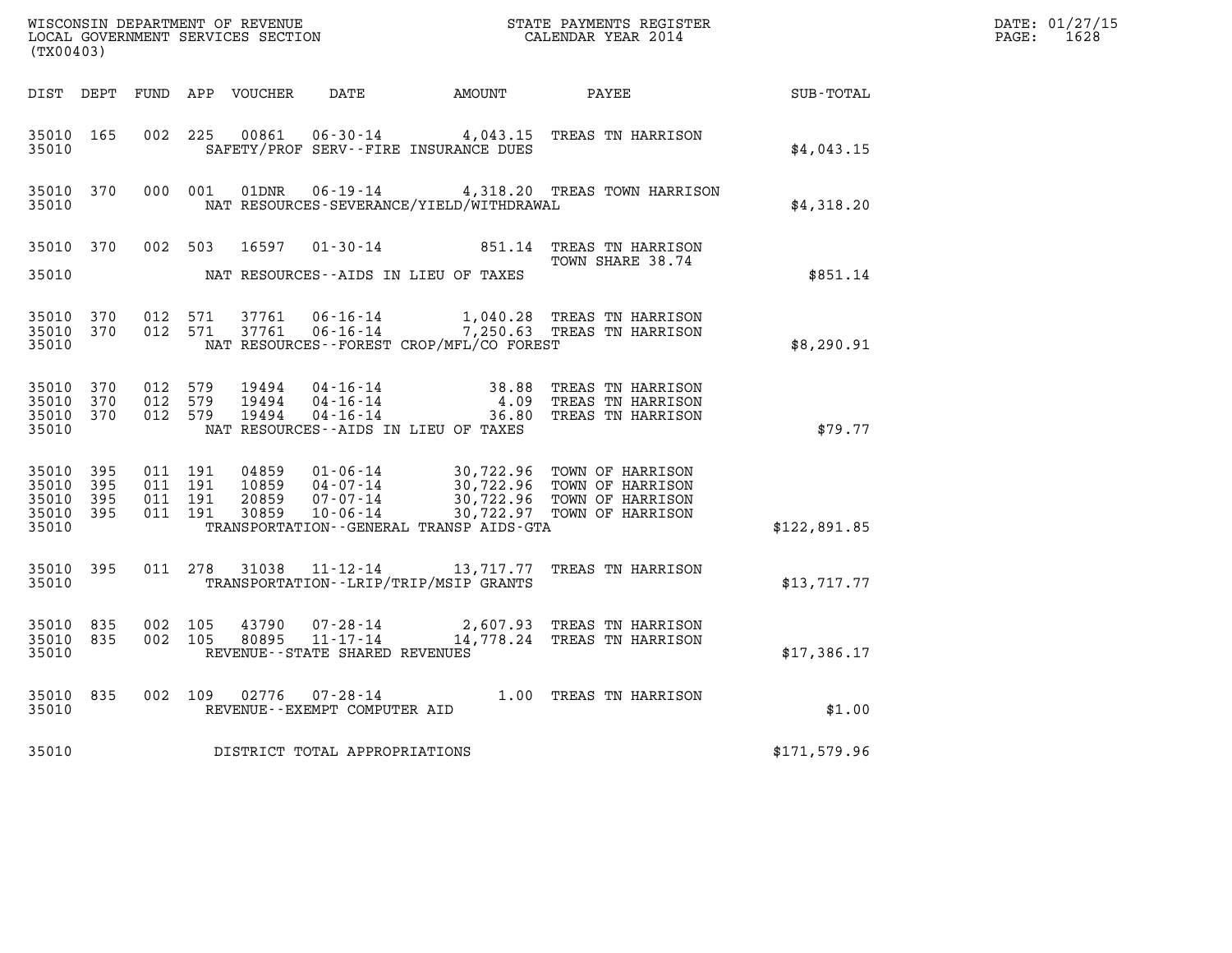WISCONSIN DEPARTMENT OF REVENUE
LOCAL GOVERNMENT SERVICES SECTION
(TX00403)

STATE PAYMENTS REGISTER
CALENDAR YEAR 2014

DATE: 01/27/15
PAGE: 1628

| DIST | DEPT | FUND | APP | VOUCHER | DATE | AMOUNT | PAYEE | SUB-TOTAL |
|---|---|---|---|---|---|---|---|---|
| 35010 | 165 | 002 | 225 | 00861 | 06-30-14 | 4,043.15 | TREAS TN HARRISON | |
| 35010 | | | | | SAFETY/PROF SERV--FIRE INSURANCE DUES | | | $4,043.15 |
| 35010 | 370 | 000 | 001 | 01DNR | 06-19-14 | 4,318.20 | TREAS TOWN HARRISON | |
| 35010 | | | | | NAT RESOURCES-SEVERANCE/YIELD/WITHDRAWAL | | | $4,318.20 |
| 35010 | 370 | 002 | 503 | 16597 | 01-30-14 | 851.14 | TREAS TN HARRISON TOWN SHARE 38.74 | |
| 35010 | | | | | NAT RESOURCES--AIDS IN LIEU OF TAXES | | | $851.14 |
| 35010 | 370 | 012 | 571 | 37761 | 06-16-14 | 1,040.28 | TREAS TN HARRISON | |
| 35010 | 370 | 012 | 571 | 37761 | 06-16-14 | 7,250.63 | TREAS TN HARRISON | |
| 35010 | | | | | NAT RESOURCES--FOREST CROP/MFL/CO FOREST | | | $8,290.91 |
| 35010 | 370 | 012 | 579 | 19494 | 04-16-14 | 38.88 | TREAS TN HARRISON | |
| 35010 | 370 | 012 | 579 | 19494 | 04-16-14 | 4.09 | TREAS TN HARRISON | |
| 35010 | 370 | 012 | 579 | 19494 | 04-16-14 | 36.80 | TREAS TN HARRISON | |
| 35010 | | | | | NAT RESOURCES--AIDS IN LIEU OF TAXES | | | $79.77 |
| 35010 | 395 | 011 | 191 | 04859 | 01-06-14 | 30,722.96 | TOWN OF HARRISON | |
| 35010 | 395 | 011 | 191 | 10859 | 04-07-14 | 30,722.96 | TOWN OF HARRISON | |
| 35010 | 395 | 011 | 191 | 20859 | 07-07-14 | 30,722.96 | TOWN OF HARRISON | |
| 35010 | 395 | 011 | 191 | 30859 | 10-06-14 | 30,722.97 | TOWN OF HARRISON | |
| 35010 | | | | | TRANSPORTATION--GENERAL TRANSP AIDS-GTA | | | $122,891.85 |
| 35010 | 395 | 011 | 278 | 31038 | 11-12-14 | 13,717.77 | TREAS TN HARRISON | |
| 35010 | | | | | TRANSPORTATION--LRIP/TRIP/MSIP GRANTS | | | $13,717.77 |
| 35010 | 835 | 002 | 105 | 43790 | 07-28-14 | 2,607.93 | TREAS TN HARRISON | |
| 35010 | 835 | 002 | 105 | 80895 | 11-17-14 | 14,778.24 | TREAS TN HARRISON | |
| 35010 | | | | | REVENUE--STATE SHARED REVENUES | | | $17,386.17 |
| 35010 | 835 | 002 | 109 | 02776 | 07-28-14 | 1.00 | TREAS TN HARRISON | |
| 35010 | | | | | REVENUE--EXEMPT COMPUTER AID | | | $1.00 |
| 35010 | | | | | DISTRICT TOTAL APPROPRIATIONS | | | $171,579.96 |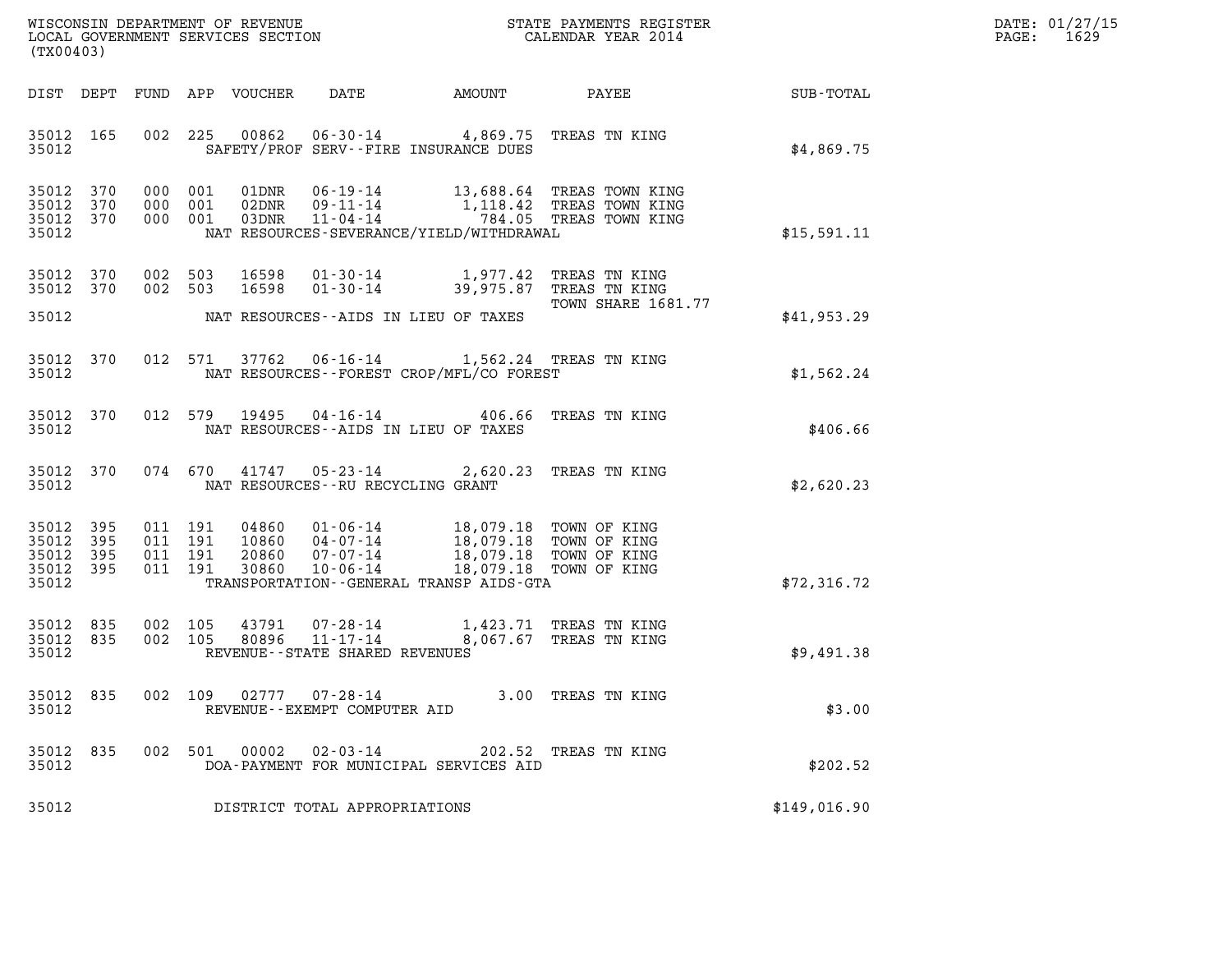WISCONSIN DEPARTMENT OF REVENUE
LOCAL GOVERNMENT SERVICES SECTION
(TX00403)

STATE PAYMENTS REGISTER
CALENDAR YEAR 2014

DATE: 01/27/15

| DIST | DEPT | FUND | APP | VOUCHER | DATE | AMOUNT | PAYEE | SUB-TOTAL |
|---|---|---|---|---|---|---|---|---|
| 35012 | 165 | 002 | 225 | 00862 | 06-30-14 | 4,869.75 | TREAS TN KING | |
| 35012 | | | | | SAFETY/PROF SERV--FIRE INSURANCE DUES | | | $4,869.75 |
| 35012 | 370 | 000 | 001 | 01DNR | 06-19-14 | 13,688.64 | TREAS TOWN KING | |
| 35012 | 370 | 000 | 001 | 02DNR | 09-11-14 | 1,118.42 | TREAS TOWN KING | |
| 35012 | 370 | 000 | 001 | 03DNR | 11-04-14 | 784.05 | TREAS TOWN KING | |
| 35012 | | | | | NAT RESOURCES-SEVERANCE/YIELD/WITHDRAWAL | | | $15,591.11 |
| 35012 | 370 | 002 | 503 | 16598 | 01-30-14 | 1,977.42 | TREAS TN KING | |
| 35012 | 370 | 002 | 503 | 16598 | 01-30-14 | 39,975.87 | TREAS TN KING TOWN SHARE 1681.77 | |
| 35012 | | | | | NAT RESOURCES--AIDS IN LIEU OF TAXES | | | $41,953.29 |
| 35012 | 370 | 012 | 571 | 37762 | 06-16-14 | 1,562.24 | TREAS TN KING | |
| 35012 | | | | | NAT RESOURCES--FOREST CROP/MFL/CO FOREST | | | $1,562.24 |
| 35012 | 370 | 012 | 579 | 19495 | 04-16-14 | 406.66 | TREAS TN KING | |
| 35012 | | | | | NAT RESOURCES--AIDS IN LIEU OF TAXES | | | $406.66 |
| 35012 | 370 | 074 | 670 | 41747 | 05-23-14 | 2,620.23 | TREAS TN KING | |
| 35012 | | | | | NAT RESOURCES--RU RECYCLING GRANT | | | $2,620.23 |
| 35012 | 395 | 011 | 191 | 04860 | 01-06-14 | 18,079.18 | TOWN OF KING | |
| 35012 | 395 | 011 | 191 | 10860 | 04-07-14 | 18,079.18 | TOWN OF KING | |
| 35012 | 395 | 011 | 191 | 20860 | 07-07-14 | 18,079.18 | TOWN OF KING | |
| 35012 | 395 | 011 | 191 | 30860 | 10-06-14 | 18,079.18 | TOWN OF KING | |
| 35012 | | | | | TRANSPORTATION--GENERAL TRANSP AIDS-GTA | | | $72,316.72 |
| 35012 | 835 | 002 | 105 | 43791 | 07-28-14 | 1,423.71 | TREAS TN KING | |
| 35012 | 835 | 002 | 105 | 80896 | 11-17-14 | 8,067.67 | TREAS TN KING | |
| 35012 | | | | | REVENUE--STATE SHARED REVENUES | | | $9,491.38 |
| 35012 | 835 | 002 | 109 | 02777 | 07-28-14 | 3.00 | TREAS TN KING | |
| 35012 | | | | | REVENUE--EXEMPT COMPUTER AID | | | $3.00 |
| 35012 | 835 | 002 | 501 | 00002 | 02-03-14 | 202.52 | TREAS TN KING | |
| 35012 | | | | | DOA-PAYMENT FOR MUNICIPAL SERVICES AID | | | $202.52 |
| 35012 | | | | | DISTRICT TOTAL APPROPRIATIONS | | | $149,016.90 |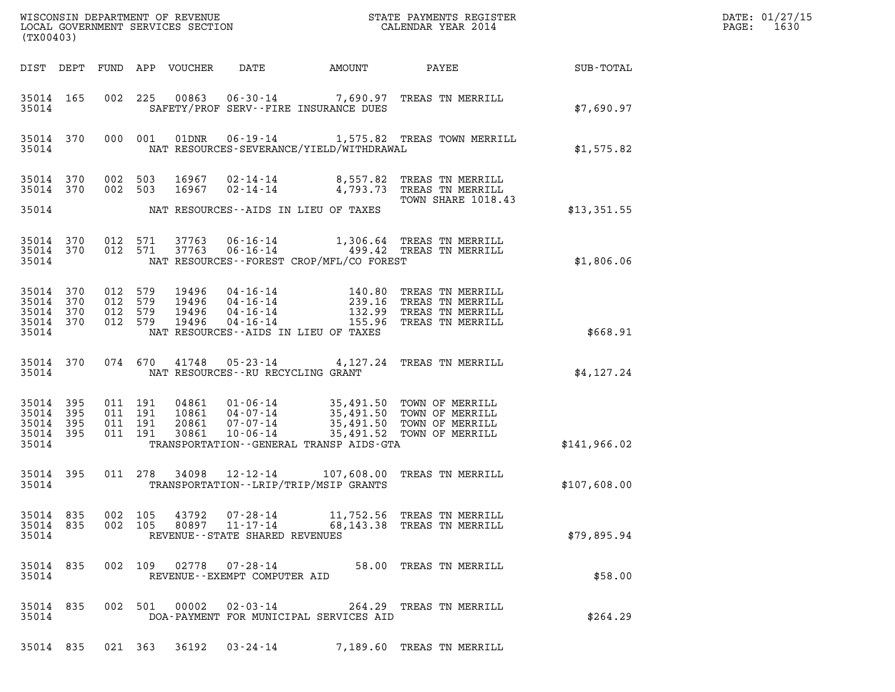WISCONSIN DEPARTMENT OF REVENUE
LOCAL GOVERNMENT SERVICES SECTION
(TX00403)

STATE PAYMENTS REGISTER
CALENDAR YEAR 2014

DATE: 01/27/15

| DIST | DEPT | FUND | APP | VOUCHER | DATE | AMOUNT | PAYEE | SUB-TOTAL |
|---|---|---|---|---|---|---|---|---|
| 35014 | 165 | 002 | 225 | 00863 | 06-30-14 | 7,690.97 | TREAS TN MERRILL | |
| 35014 | | | | | SAFETY/PROF SERV--FIRE INSURANCE DUES | | | $7,690.97 |
| 35014 | 370 | 000 | 001 | 01DNR | 06-19-14 | 1,575.82 | TREAS TOWN MERRILL | |
| 35014 | | | | | NAT RESOURCES-SEVERANCE/YIELD/WITHDRAWAL | | | $1,575.82 |
| 35014 | 370 | 002 | 503 | 16967 | 02-14-14 | 8,557.82 | TREAS TN MERRILL | |
| 35014 | 370 | 002 | 503 | 16967 | 02-14-14 | 4,793.73 | TREAS TN MERRILL TOWN SHARE 1018.43 | |
| 35014 | | | | | NAT RESOURCES--AIDS IN LIEU OF TAXES | | | $13,351.55 |
| 35014 | 370 | 012 | 571 | 37763 | 06-16-14 | 1,306.64 | TREAS TN MERRILL | |
| 35014 | 370 | 012 | 571 | 37763 | 06-16-14 | 499.42 | TREAS TN MERRILL | |
| 35014 | | | | | NAT RESOURCES--FOREST CROP/MFL/CO FOREST | | | $1,806.06 |
| 35014 | 370 | 012 | 579 | 19496 | 04-16-14 | 140.80 | TREAS TN MERRILL | |
| 35014 | 370 | 012 | 579 | 19496 | 04-16-14 | 239.16 | TREAS TN MERRILL | |
| 35014 | 370 | 012 | 579 | 19496 | 04-16-14 | 132.99 | TREAS TN MERRILL | |
| 35014 | 370 | 012 | 579 | 19496 | 04-16-14 | 155.96 | TREAS TN MERRILL | |
| 35014 | | | | | NAT RESOURCES--AIDS IN LIEU OF TAXES | | | $668.91 |
| 35014 | 370 | 074 | 670 | 41748 | 05-23-14 | 4,127.24 | TREAS TN MERRILL | |
| 35014 | | | | | NAT RESOURCES--RU RECYCLING GRANT | | | $4,127.24 |
| 35014 | 395 | 011 | 191 | 04861 | 01-06-14 | 35,491.50 | TOWN OF MERRILL | |
| 35014 | 395 | 011 | 191 | 10861 | 04-07-14 | 35,491.50 | TOWN OF MERRILL | |
| 35014 | 395 | 011 | 191 | 20861 | 07-07-14 | 35,491.50 | TOWN OF MERRILL | |
| 35014 | 395 | 011 | 191 | 30861 | 10-06-14 | 35,491.52 | TOWN OF MERRILL | |
| 35014 | | | | | TRANSPORTATION--GENERAL TRANSP AIDS-GTA | | | $141,966.02 |
| 35014 | 395 | 011 | 278 | 34098 | 12-12-14 | 107,608.00 | TREAS TN MERRILL | |
| 35014 | | | | | TRANSPORTATION--LRIP/TRIP/MSIP GRANTS | | | $107,608.00 |
| 35014 | 835 | 002 | 105 | 43792 | 07-28-14 | 11,752.56 | TREAS TN MERRILL | |
| 35014 | 835 | 002 | 105 | 80897 | 11-17-14 | 68,143.38 | TREAS TN MERRILL | |
| 35014 | | | | | REVENUE--STATE SHARED REVENUES | | | $79,895.94 |
| 35014 | 835 | 002 | 109 | 02778 | 07-28-14 | 58.00 | TREAS TN MERRILL | |
| 35014 | | | | | REVENUE--EXEMPT COMPUTER AID | | | $58.00 |
| 35014 | 835 | 002 | 501 | 00002 | 02-03-14 | 264.29 | TREAS TN MERRILL | |
| 35014 | | | | | DOA-PAYMENT FOR MUNICIPAL SERVICES AID | | | $264.29 |
| 35014 | 835 | 021 | 363 | 36192 | 03-24-14 | 7,189.60 | TREAS TN MERRILL | |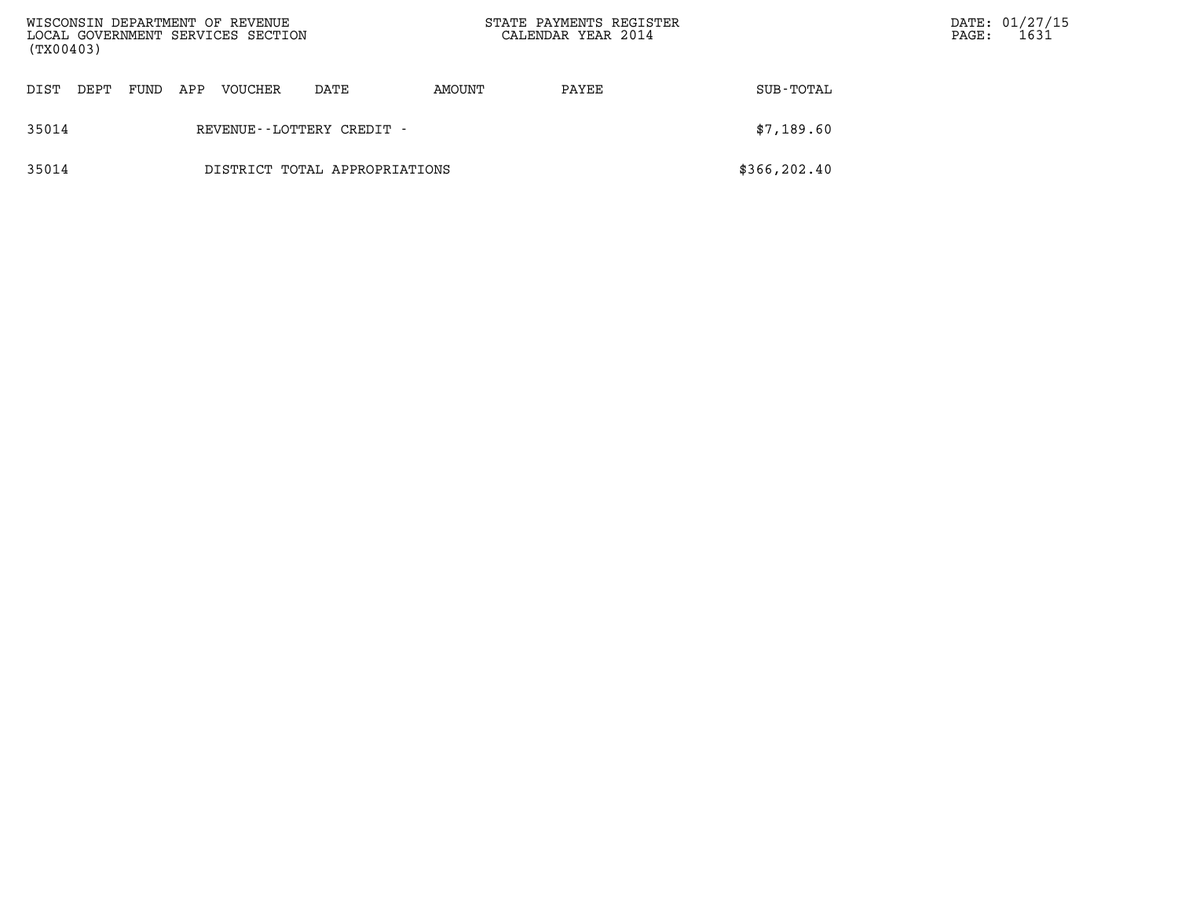| DIST | DEPT | FUND | APP | VOUCHER | DATE | AMOUNT | PAYEE | SUB-TOTAL |
|---|---|---|---|---|---|---|---|---|
| 35014 | | | | REVENUE--LOTTERY CREDIT - | | | | $7,189.60 |
| 35014 | | | | DISTRICT TOTAL APPROPRIATIONS | | | | $366,202.40 |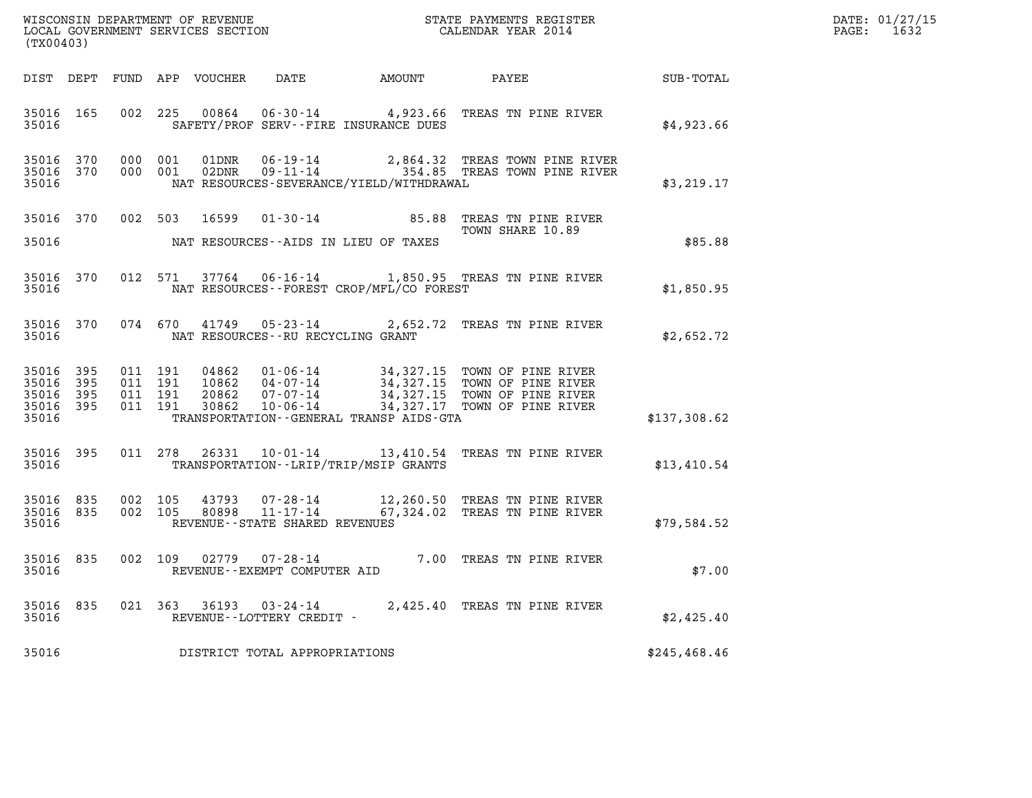WISCONSIN DEPARTMENT OF REVENUE
LOCAL GOVERNMENT SERVICES SECTION
(TX00403)

STATE PAYMENTS REGISTER
CALENDAR YEAR 2014

DATE: 01/27/15
PAGE: 1632

| DIST | DEPT | FUND | APP | VOUCHER | DATE | AMOUNT | PAYEE | SUB-TOTAL |
|---|---|---|---|---|---|---|---|---|
| 35016 | 165 | 002 | 225 | 00864 | 06-30-14 | 4,923.66 | TREAS TN PINE RIVER | |
| 35016 | | | | | SAFETY/PROF SERV--FIRE INSURANCE DUES | | | $4,923.66 |
| 35016 | 370 | 000 | 001 | 01DNR | 06-19-14 | 2,864.32 | TREAS TOWN PINE RIVER | |
| 35016 | 370 | 000 | 001 | 02DNR | 09-11-14 | 354.85 | TREAS TOWN PINE RIVER | |
| 35016 | | | | | NAT RESOURCES-SEVERANCE/YIELD/WITHDRAWAL | | | $3,219.17 |
| 35016 | 370 | 002 | 503 | 16599 | 01-30-14 | 85.88 | TREAS TN PINE RIVER TOWN SHARE 10.89 | |
| 35016 | | | | | NAT RESOURCES--AIDS IN LIEU OF TAXES | | | $85.88 |
| 35016 | 370 | 012 | 571 | 37764 | 06-16-14 | 1,850.95 | TREAS TN PINE RIVER | |
| 35016 | | | | | NAT RESOURCES--FOREST CROP/MFL/CO FOREST | | | $1,850.95 |
| 35016 | 370 | 074 | 670 | 41749 | 05-23-14 | 2,652.72 | TREAS TN PINE RIVER | |
| 35016 | | | | | NAT RESOURCES--RU RECYCLING GRANT | | | $2,652.72 |
| 35016 | 395 | 011 | 191 | 04862 | 01-06-14 | 34,327.15 | TOWN OF PINE RIVER | |
| 35016 | 395 | 011 | 191 | 10862 | 04-07-14 | 34,327.15 | TOWN OF PINE RIVER | |
| 35016 | 395 | 011 | 191 | 20862 | 07-07-14 | 34,327.15 | TOWN OF PINE RIVER | |
| 35016 | 395 | 011 | 191 | 30862 | 10-06-14 | 34,327.17 | TOWN OF PINE RIVER | |
| 35016 | | | | | TRANSPORTATION--GENERAL TRANSP AIDS-GTA | | | $137,308.62 |
| 35016 | 395 | 011 | 278 | 26331 | 10-01-14 | 13,410.54 | TREAS TN PINE RIVER | |
| 35016 | | | | | TRANSPORTATION--LRIP/TRIP/MSIP GRANTS | | | $13,410.54 |
| 35016 | 835 | 002 | 105 | 43793 | 07-28-14 | 12,260.50 | TREAS TN PINE RIVER | |
| 35016 | 835 | 002 | 105 | 80898 | 11-17-14 | 67,324.02 | TREAS TN PINE RIVER | |
| 35016 | | | | | REVENUE--STATE SHARED REVENUES | | | $79,584.52 |
| 35016 | 835 | 002 | 109 | 02779 | 07-28-14 | 7.00 | TREAS TN PINE RIVER | |
| 35016 | | | | | REVENUE--EXEMPT COMPUTER AID | | | $7.00 |
| 35016 | 835 | 021 | 363 | 36193 | 03-24-14 | 2,425.40 | TREAS TN PINE RIVER | |
| 35016 | | | | | REVENUE--LOTTERY CREDIT - | | | $2,425.40 |
| 35016 | | | | | DISTRICT TOTAL APPROPRIATIONS | | | $245,468.46 |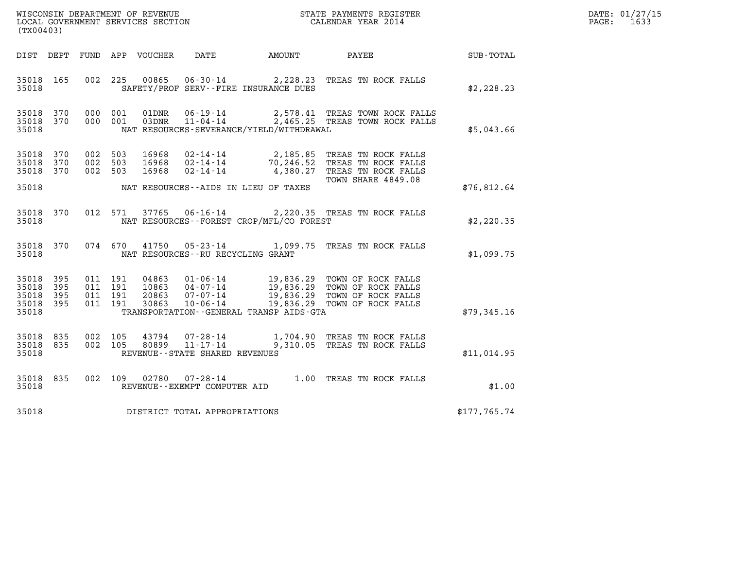WISCONSIN DEPARTMENT OF REVENUE
LOCAL GOVERNMENT SERVICES SECTION
(TX00403)

STATE PAYMENTS REGISTER
CALENDAR YEAR 2014

DATE: 01/27/15
PAGE: 1633

| DIST | DEPT | FUND | APP | VOUCHER | DATE | AMOUNT | PAYEE | SUB-TOTAL |
|---|---|---|---|---|---|---|---|---|
| 35018 | 165 | 002 | 225 | 00865 | 06-30-14 | 2,228.23 | TREAS TN ROCK FALLS | |
| 35018 | | | | | SAFETY/PROF SERV--FIRE INSURANCE DUES | | | $2,228.23 |
| 35018 | 370 | 000 | 001 | 01DNR | 06-19-14 | 2,578.41 | TREAS TOWN ROCK FALLS | |
| 35018 | 370 | 000 | 001 | 03DNR | 11-04-14 | 2,465.25 | TREAS TOWN ROCK FALLS | |
| 35018 | | | | | NAT RESOURCES-SEVERANCE/YIELD/WITHDRAWAL | | | $5,043.66 |
| 35018 | 370 | 002 | 503 | 16968 | 02-14-14 | 2,185.85 | TREAS TN ROCK FALLS | |
| 35018 | 370 | 002 | 503 | 16968 | 02-14-14 | 70,246.52 | TREAS TN ROCK FALLS | |
| 35018 | 370 | 002 | 503 | 16968 | 02-14-14 | 4,380.27 | TREAS TN ROCK FALLS TOWN SHARE 4849.08 | |
| 35018 | | | | | NAT RESOURCES--AIDS IN LIEU OF TAXES | | | $76,812.64 |
| 35018 | 370 | 012 | 571 | 37765 | 06-16-14 | 2,220.35 | TREAS TN ROCK FALLS | |
| 35018 | | | | | NAT RESOURCES--FOREST CROP/MFL/CO FOREST | | | $2,220.35 |
| 35018 | 370 | 074 | 670 | 41750 | 05-23-14 | 1,099.75 | TREAS TN ROCK FALLS | |
| 35018 | | | | | NAT RESOURCES--RU RECYCLING GRANT | | | $1,099.75 |
| 35018 | 395 | 011 | 191 | 04863 | 01-06-14 | 19,836.29 | TOWN OF ROCK FALLS | |
| 35018 | 395 | 011 | 191 | 10863 | 04-07-14 | 19,836.29 | TOWN OF ROCK FALLS | |
| 35018 | 395 | 011 | 191 | 20863 | 07-07-14 | 19,836.29 | TOWN OF ROCK FALLS | |
| 35018 | 395 | 011 | 191 | 30863 | 10-06-14 | 19,836.29 | TOWN OF ROCK FALLS | |
| 35018 | | | | | TRANSPORTATION--GENERAL TRANSP AIDS-GTA | | | $79,345.16 |
| 35018 | 835 | 002 | 105 | 43794 | 07-28-14 | 1,704.90 | TREAS TN ROCK FALLS | |
| 35018 | 835 | 002 | 105 | 80899 | 11-17-14 | 9,310.05 | TREAS TN ROCK FALLS | |
| 35018 | | | | | REVENUE--STATE SHARED REVENUES | | | $11,014.95 |
| 35018 | 835 | 002 | 109 | 02780 | 07-28-14 | 1.00 | TREAS TN ROCK FALLS | |
| 35018 | | | | | REVENUE--EXEMPT COMPUTER AID | | | $1.00 |
| 35018 | | | | | DISTRICT TOTAL APPROPRIATIONS | | | $177,765.74 |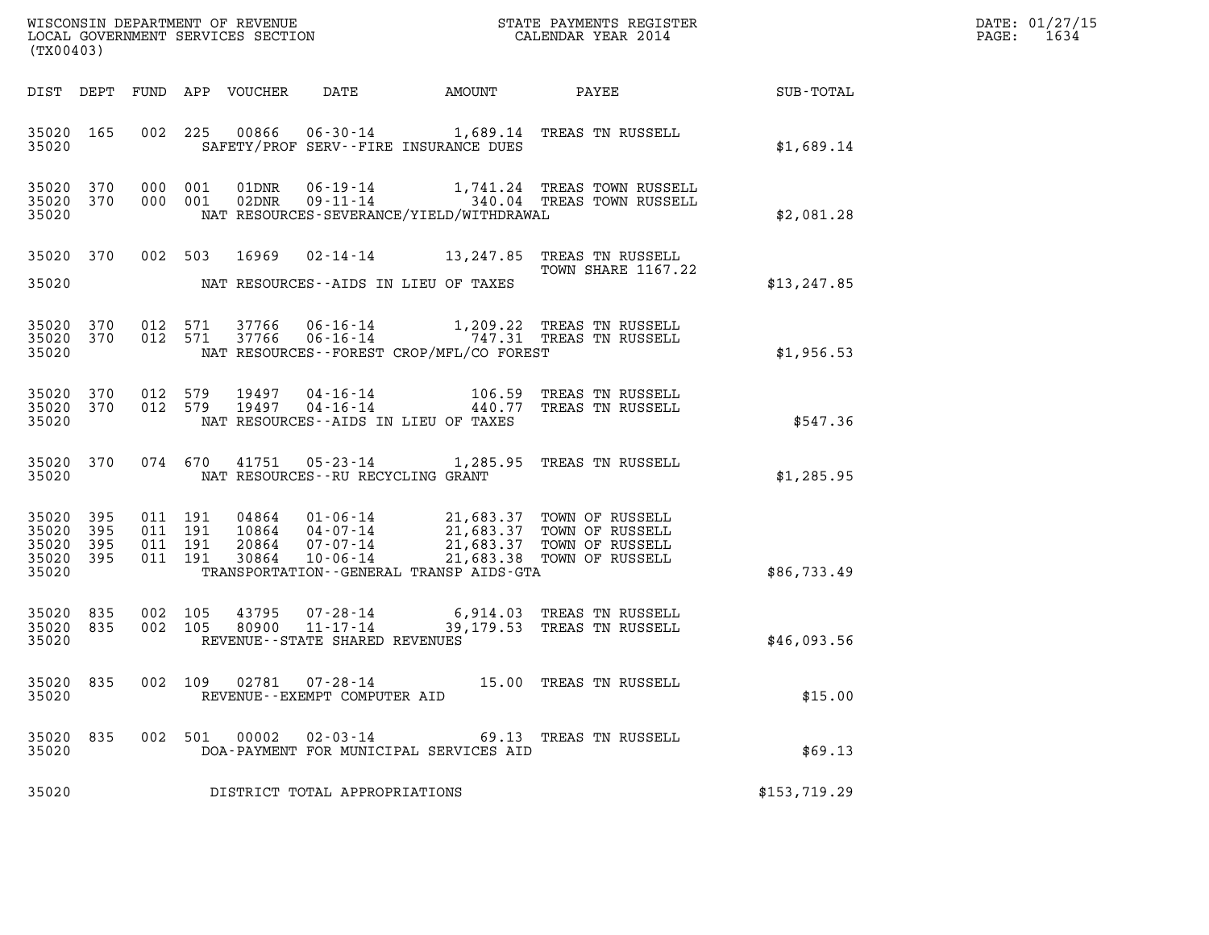WISCONSIN DEPARTMENT OF REVENUE
LOCAL GOVERNMENT SERVICES SECTION
(TX00403)

STATE PAYMENTS REGISTER
CALENDAR YEAR 2014

DATE: 01/27/15

| DIST | DEPT | FUND | APP | VOUCHER | DATE | AMOUNT | PAYEE | SUB-TOTAL |
|---|---|---|---|---|---|---|---|---|
| 35020 | 165 | 002 | 225 | 00866 | 06-30-14 | 1,689.14 | TREAS TN RUSSELL | |
| 35020 | | | | | SAFETY/PROF SERV--FIRE INSURANCE DUES | | | $1,689.14 |
| 35020 | 370 | 000 | 001 | 01DNR | 06-19-14 | 1,741.24 | TREAS TOWN RUSSELL | |
| 35020 | 370 | 000 | 001 | 02DNR | 09-11-14 | 340.04 | TREAS TOWN RUSSELL | |
| 35020 | | | | | NAT RESOURCES-SEVERANCE/YIELD/WITHDRAWAL | | | $2,081.28 |
| 35020 | 370 | 002 | 503 | 16969 | 02-14-14 | 13,247.85 | TREAS TN RUSSELL TOWN SHARE 1167.22 | |
| 35020 | | | | | NAT RESOURCES--AIDS IN LIEU OF TAXES | | | $13,247.85 |
| 35020 | 370 | 012 | 571 | 37766 | 06-16-14 | 1,209.22 | TREAS TN RUSSELL | |
| 35020 | 370 | 012 | 571 | 37766 | 06-16-14 | 747.31 | TREAS TN RUSSELL | |
| 35020 | | | | | NAT RESOURCES--FOREST CROP/MFL/CO FOREST | | | $1,956.53 |
| 35020 | 370 | 012 | 579 | 19497 | 04-16-14 | 106.59 | TREAS TN RUSSELL | |
| 35020 | 370 | 012 | 579 | 19497 | 04-16-14 | 440.77 | TREAS TN RUSSELL | |
| 35020 | | | | | NAT RESOURCES--AIDS IN LIEU OF TAXES | | | $547.36 |
| 35020 | 370 | 074 | 670 | 41751 | 05-23-14 | 1,285.95 | TREAS TN RUSSELL | |
| 35020 | | | | | NAT RESOURCES--RU RECYCLING GRANT | | | $1,285.95 |
| 35020 | 395 | 011 | 191 | 04864 | 01-06-14 | 21,683.37 | TOWN OF RUSSELL | |
| 35020 | 395 | 011 | 191 | 10864 | 04-07-14 | 21,683.37 | TOWN OF RUSSELL | |
| 35020 | 395 | 011 | 191 | 20864 | 07-07-14 | 21,683.37 | TOWN OF RUSSELL | |
| 35020 | 395 | 011 | 191 | 30864 | 10-06-14 | 21,683.38 | TOWN OF RUSSELL | |
| 35020 | | | | | TRANSPORTATION--GENERAL TRANSP AIDS-GTA | | | $86,733.49 |
| 35020 | 835 | 002 | 105 | 43795 | 07-28-14 | 6,914.03 | TREAS TN RUSSELL | |
| 35020 | 835 | 002 | 105 | 80900 | 11-17-14 | 39,179.53 | TREAS TN RUSSELL | |
| 35020 | | | | | REVENUE--STATE SHARED REVENUES | | | $46,093.56 |
| 35020 | 835 | 002 | 109 | 02781 | 07-28-14 | 15.00 | TREAS TN RUSSELL | |
| 35020 | | | | | REVENUE--EXEMPT COMPUTER AID | | | $15.00 |
| 35020 | 835 | 002 | 501 | 00002 | 02-03-14 | 69.13 | TREAS TN RUSSELL | |
| 35020 | | | | | DOA-PAYMENT FOR MUNICIPAL SERVICES AID | | | $69.13 |
| 35020 | | | | | DISTRICT TOTAL APPROPRIATIONS | | | $153,719.29 |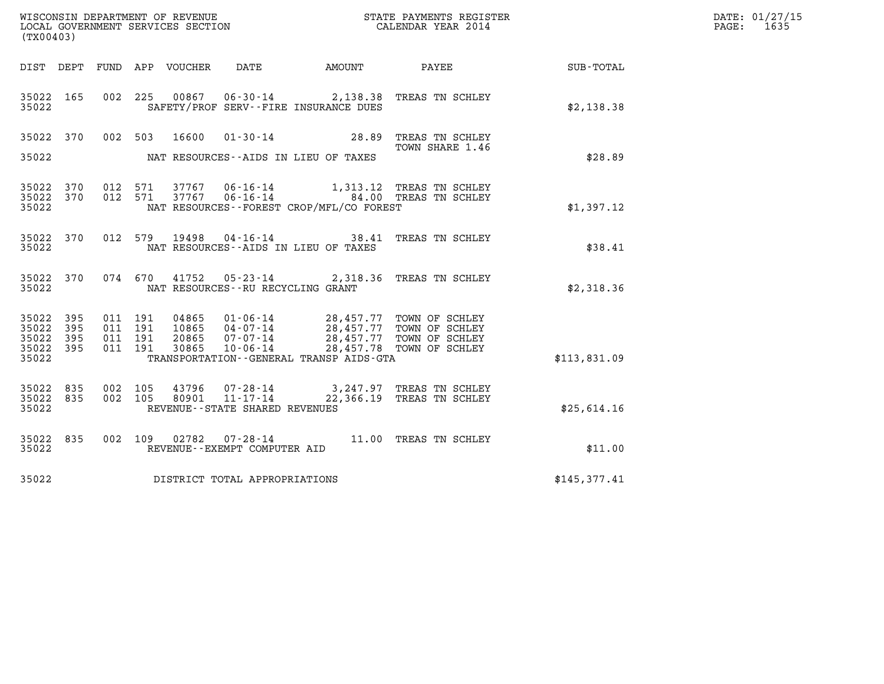WISCONSIN DEPARTMENT OF REVENUE
LOCAL GOVERNMENT SERVICES SECTION
(TX00403)

STATE PAYMENTS REGISTER
CALENDAR YEAR 2014

DATE: 01/27/15
PAGE: 1635

| DIST | DEPT | FUND | APP | VOUCHER | DATE | AMOUNT | PAYEE | SUB-TOTAL |
|---|---|---|---|---|---|---|---|---|
| 35022 | 165 | 002 | 225 | 00867 | 06-30-14 | 2,138.38 | TREAS TN SCHLEY | |
| 35022 | | | | | SAFETY/PROF SERV--FIRE INSURANCE DUES | | | $2,138.38 |
| 35022 | 370 | 002 | 503 | 16600 | 01-30-14 | 28.89 | TREAS TN SCHLEY TOWN SHARE 1.46 | |
| 35022 | | | | | NAT RESOURCES--AIDS IN LIEU OF TAXES | | | $28.89 |
| 35022 | 370 | 012 | 571 | 37767 | 06-16-14 | 1,313.12 | TREAS TN SCHLEY | |
| 35022 | 370 | 012 | 571 | 37767 | 06-16-14 | 84.00 | TREAS TN SCHLEY | |
| 35022 | | | | | NAT RESOURCES--FOREST CROP/MFL/CO FOREST | | | $1,397.12 |
| 35022 | 370 | 012 | 579 | 19498 | 04-16-14 | 38.41 | TREAS TN SCHLEY | |
| 35022 | | | | | NAT RESOURCES--AIDS IN LIEU OF TAXES | | | $38.41 |
| 35022 | 370 | 074 | 670 | 41752 | 05-23-14 | 2,318.36 | TREAS TN SCHLEY | |
| 35022 | | | | | NAT RESOURCES--RU RECYCLING GRANT | | | $2,318.36 |
| 35022 | 395 | 011 | 191 | 04865 | 01-06-14 | 28,457.77 | TOWN OF SCHLEY | |
| 35022 | 395 | 011 | 191 | 10865 | 04-07-14 | 28,457.77 | TOWN OF SCHLEY | |
| 35022 | 395 | 011 | 191 | 20865 | 07-07-14 | 28,457.77 | TOWN OF SCHLEY | |
| 35022 | 395 | 011 | 191 | 30865 | 10-06-14 | 28,457.78 | TOWN OF SCHLEY | |
| 35022 | | | | | TRANSPORTATION--GENERAL TRANSP AIDS-GTA | | | $113,831.09 |
| 35022 | 835 | 002 | 105 | 43796 | 07-28-14 | 3,247.97 | TREAS TN SCHLEY | |
| 35022 | 835 | 002 | 105 | 80901 | 11-17-14 | 22,366.19 | TREAS TN SCHLEY | |
| 35022 | | | | | REVENUE--STATE SHARED REVENUES | | | $25,614.16 |
| 35022 | 835 | 002 | 109 | 02782 | 07-28-14 | 11.00 | TREAS TN SCHLEY | |
| 35022 | | | | | REVENUE--EXEMPT COMPUTER AID | | | $11.00 |
| 35022 | | | | | DISTRICT TOTAL APPROPRIATIONS | | | $145,377.41 |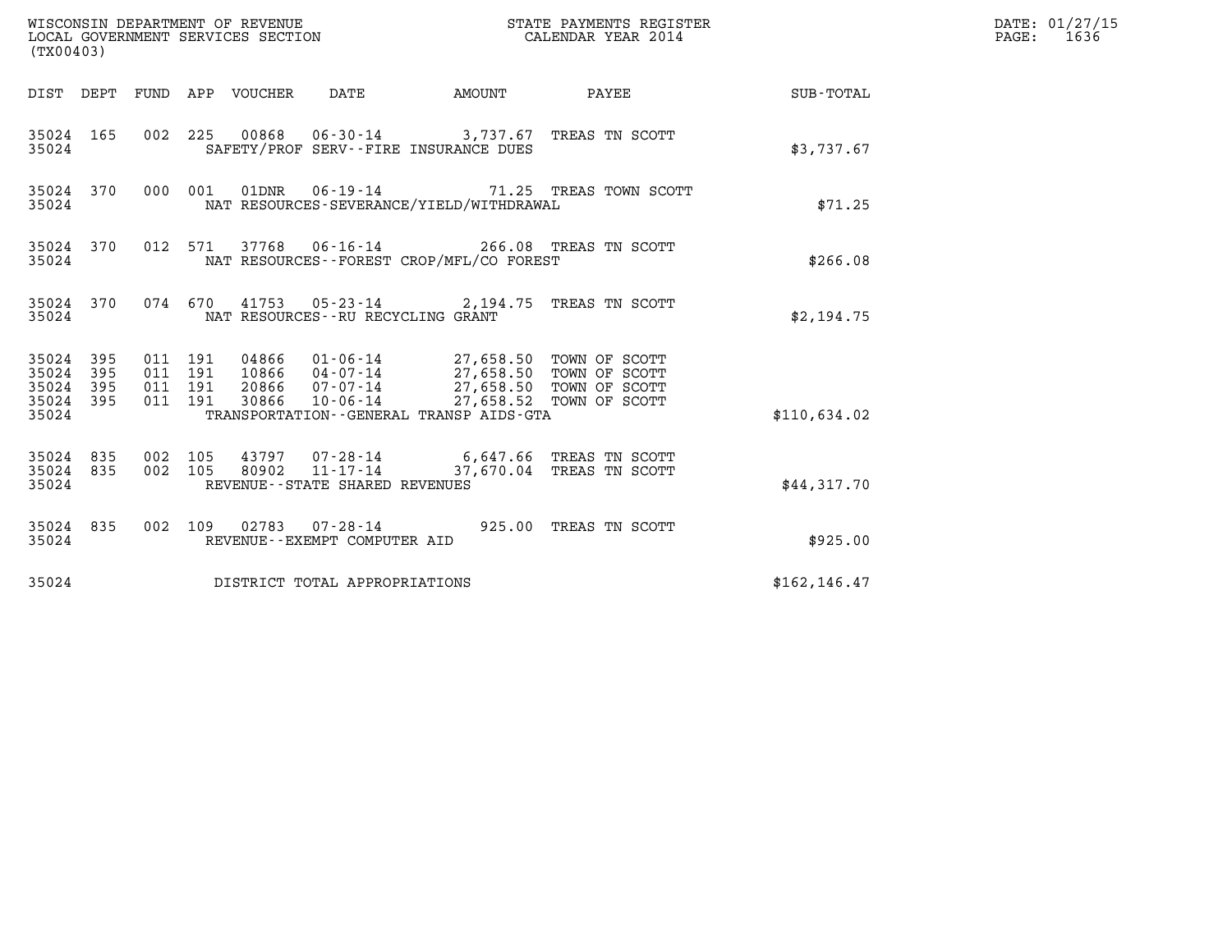WISCONSIN DEPARTMENT OF REVENUE
LOCAL GOVERNMENT SERVICES SECTION
(TX00403)

STATE PAYMENTS REGISTER
CALENDAR YEAR 2014

DATE: 01/27/15
PAGE: 1636

| DIST | DEPT | FUND | APP | VOUCHER | DATE | AMOUNT | PAYEE | SUB-TOTAL |
|---|---|---|---|---|---|---|---|---|
| 35024 | 165 | 002 | 225 | 00868 | 06-30-14 | 3,737.67 | TREAS TN SCOTT | |
| 35024 | | | | SAFETY/PROF SERV--FIRE INSURANCE DUES | | | | $3,737.67 |
| 35024 | 370 | 000 | 001 | 01DNR | 06-19-14 | 71.25 | TREAS TOWN SCOTT | |
| 35024 | | | | NAT RESOURCES-SEVERANCE/YIELD/WITHDRAWAL | | | | $71.25 |
| 35024 | 370 | 012 | 571 | 37768 | 06-16-14 | 266.08 | TREAS TN SCOTT | |
| 35024 | | | | NAT RESOURCES--FOREST CROP/MFL/CO FOREST | | | | $266.08 |
| 35024 | 370 | 074 | 670 | 41753 | 05-23-14 | 2,194.75 | TREAS TN SCOTT | |
| 35024 | | | | NAT RESOURCES--RU RECYCLING GRANT | | | | $2,194.75 |
| 35024 | 395 | 011 | 191 | 04866 | 01-06-14 | 27,658.50 | TOWN OF SCOTT | |
| 35024 | 395 | 011 | 191 | 10866 | 04-07-14 | 27,658.50 | TOWN OF SCOTT | |
| 35024 | 395 | 011 | 191 | 20866 | 07-07-14 | 27,658.50 | TOWN OF SCOTT | |
| 35024 | 395 | 011 | 191 | 30866 | 10-06-14 | 27,658.52 | TOWN OF SCOTT | |
| 35024 | | | | TRANSPORTATION--GENERAL TRANSP AIDS-GTA | | | | $110,634.02 |
| 35024 | 835 | 002 | 105 | 43797 | 07-28-14 | 6,647.66 | TREAS TN SCOTT | |
| 35024 | 835 | 002 | 105 | 80902 | 11-17-14 | 37,670.04 | TREAS TN SCOTT | |
| 35024 | | | | REVENUE--STATE SHARED REVENUES | | | | $44,317.70 |
| 35024 | 835 | 002 | 109 | 02783 | 07-28-14 | 925.00 | TREAS TN SCOTT | |
| 35024 | | | | REVENUE--EXEMPT COMPUTER AID | | | | $925.00 |
| 35024 | | | | DISTRICT TOTAL APPROPRIATIONS | | | | $162,146.47 |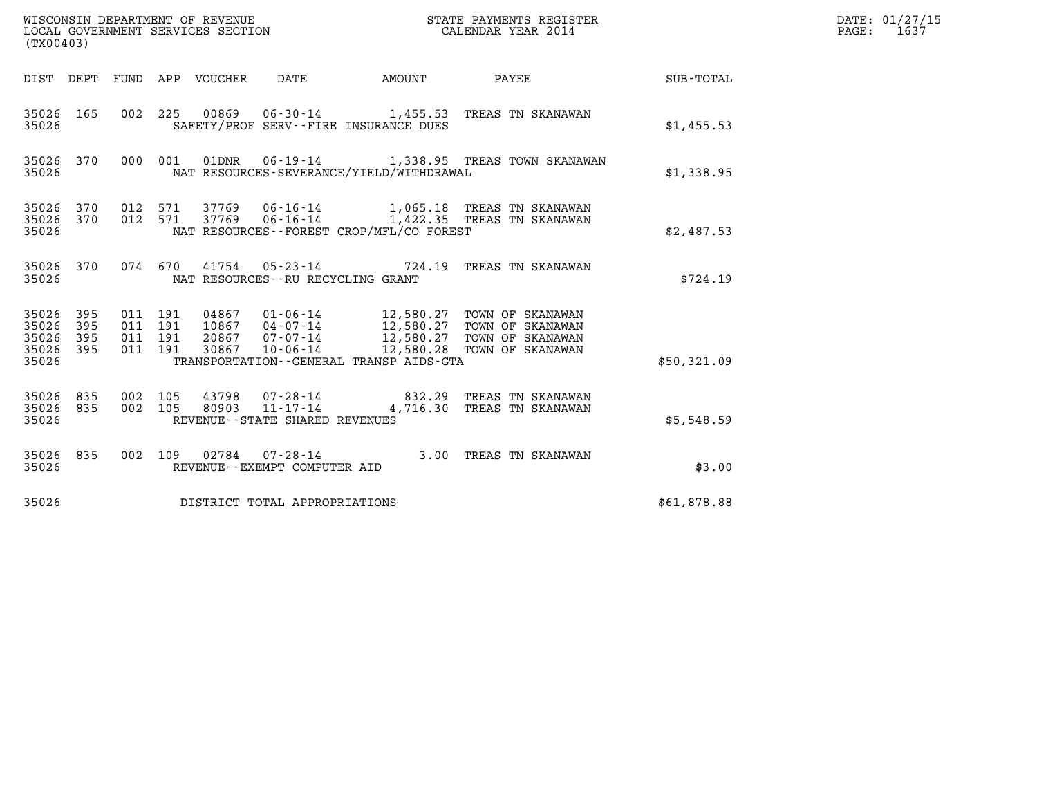WISCONSIN DEPARTMENT OF REVENUE
LOCAL GOVERNMENT SERVICES SECTION
(TX00403)

STATE PAYMENTS REGISTER
CALENDAR YEAR 2014

DATE: 01/27/15
PAGE: 1637

| DIST | DEPT | FUND | APP | VOUCHER | DATE | AMOUNT | PAYEE | SUB-TOTAL |
|---|---|---|---|---|---|---|---|---|
| 35026 | 165 | 002 | 225 | 00869 | 06-30-14 | 1,455.53 | TREAS TN SKANAWAN | |
| 35026 | | | | SAFETY/PROF SERV--FIRE INSURANCE DUES | | | | $1,455.53 |
| 35026 | 370 | 000 | 001 | 01DNR | 06-19-14 | 1,338.95 | TREAS TOWN SKANAWAN | |
| 35026 | | | | NAT RESOURCES-SEVERANCE/YIELD/WITHDRAWAL | | | | $1,338.95 |
| 35026 | 370 | 012 | 571 | 37769 | 06-16-14 | 1,065.18 | TREAS TN SKANAWAN | |
| 35026 | 370 | 012 | 571 | 37769 | 06-16-14 | 1,422.35 | TREAS TN SKANAWAN | |
| 35026 | | | | NAT RESOURCES--FOREST CROP/MFL/CO FOREST | | | | $2,487.53 |
| 35026 | 370 | 074 | 670 | 41754 | 05-23-14 | 724.19 | TREAS TN SKANAWAN | |
| 35026 | | | | NAT RESOURCES--RU RECYCLING GRANT | | | | $724.19 |
| 35026 | 395 | 011 | 191 | 04867 | 01-06-14 | 12,580.27 | TOWN OF SKANAWAN | |
| 35026 | 395 | 011 | 191 | 10867 | 04-07-14 | 12,580.27 | TOWN OF SKANAWAN | |
| 35026 | 395 | 011 | 191 | 20867 | 07-07-14 | 12,580.27 | TOWN OF SKANAWAN | |
| 35026 | 395 | 011 | 191 | 30867 | 10-06-14 | 12,580.28 | TOWN OF SKANAWAN | |
| 35026 | | | | TRANSPORTATION--GENERAL TRANSP AIDS-GTA | | | | $50,321.09 |
| 35026 | 835 | 002 | 105 | 43798 | 07-28-14 | 832.29 | TREAS TN SKANAWAN | |
| 35026 | 835 | 002 | 105 | 80903 | 11-17-14 | 4,716.30 | TREAS TN SKANAWAN | |
| 35026 | | | | REVENUE--STATE SHARED REVENUES | | | | $5,548.59 |
| 35026 | 835 | 002 | 109 | 02784 | 07-28-14 | 3.00 | TREAS TN SKANAWAN | |
| 35026 | | | | REVENUE--EXEMPT COMPUTER AID | | | | $3.00 |
| 35026 | | | | DISTRICT TOTAL APPROPRIATIONS | | | | $61,878.88 |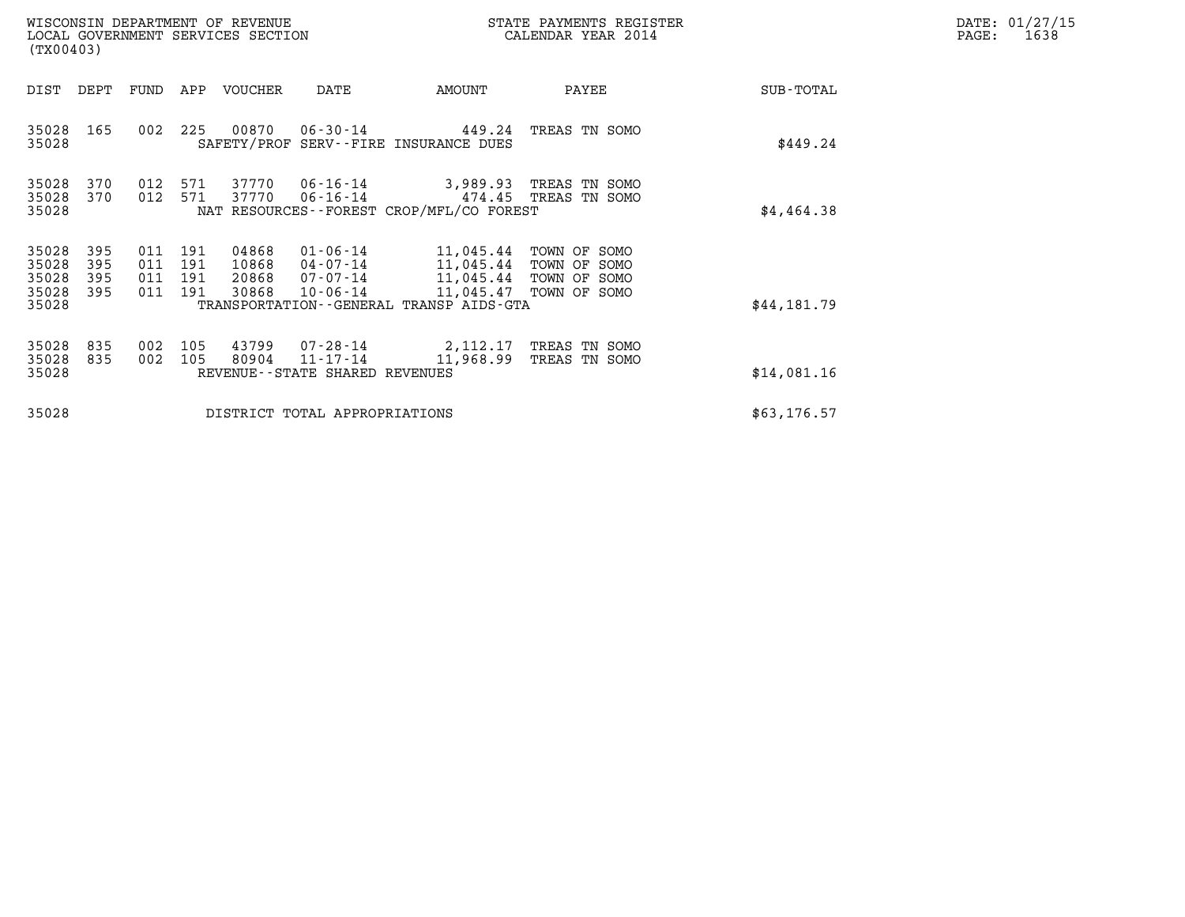WISCONSIN DEPARTMENT OF REVENUE
LOCAL GOVERNMENT SERVICES SECTION
(TX00403)

STATE PAYMENTS REGISTER
CALENDAR YEAR 2014

DATE: 01/27/15
PAGE: 1638

| DIST | DEPT | FUND | APP | VOUCHER | DATE | AMOUNT | PAYEE | SUB-TOTAL |
|---|---|---|---|---|---|---|---|---|
| 35028 | 165 | 002 | 225 | 00870 | 06-30-14 | 449.24 | TREAS TN SOMO | |
| 35028 | | | | | SAFETY/PROF SERV--FIRE INSURANCE DUES | | | $449.24 |
| 35028 | 370 | 012 | 571 | 37770 | 06-16-14 | 3,989.93 | TREAS TN SOMO | |
| 35028 | 370 | 012 | 571 | 37770 | 06-16-14 | 474.45 | TREAS TN SOMO | |
| 35028 | | | | | NAT RESOURCES--FOREST CROP/MFL/CO FOREST | | | $4,464.38 |
| 35028 | 395 | 011 | 191 | 04868 | 01-06-14 | 11,045.44 | TOWN OF SOMO | |
| 35028 | 395 | 011 | 191 | 10868 | 04-07-14 | 11,045.44 | TOWN OF SOMO | |
| 35028 | 395 | 011 | 191 | 20868 | 07-07-14 | 11,045.44 | TOWN OF SOMO | |
| 35028 | 395 | 011 | 191 | 30868 | 10-06-14 | 11,045.47 | TOWN OF SOMO | |
| 35028 | | | | | TRANSPORTATION--GENERAL TRANSP AIDS-GTA | | | $44,181.79 |
| 35028 | 835 | 002 | 105 | 43799 | 07-28-14 | 2,112.17 | TREAS TN SOMO | |
| 35028 | 835 | 002 | 105 | 80904 | 11-17-14 | 11,968.99 | TREAS TN SOMO | |
| 35028 | | | | | REVENUE--STATE SHARED REVENUES | | | $14,081.16 |
| 35028 | | | | | DISTRICT TOTAL APPROPRIATIONS | | | $63,176.57 |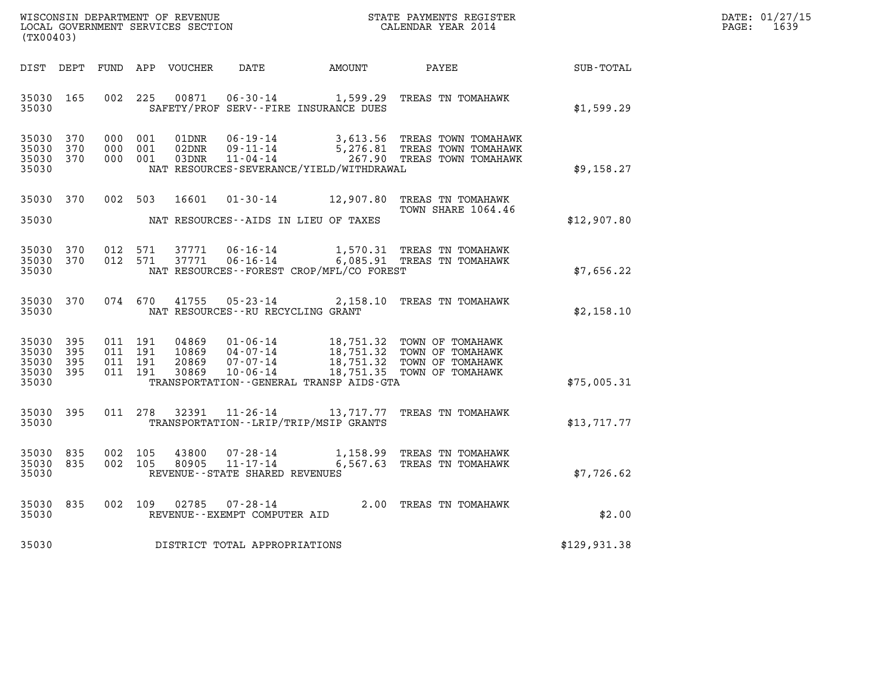WISCONSIN DEPARTMENT OF REVENUE
LOCAL GOVERNMENT SERVICES SECTION
(TX00403)

STATE PAYMENTS REGISTER
CALENDAR YEAR 2014

DATE: 01/27/15
PAGE: 1639

| DIST | DEPT | FUND | APP | VOUCHER | DATE | AMOUNT | PAYEE | SUB-TOTAL |
|---|---|---|---|---|---|---|---|---|
| 35030 | 165 | 002 | 225 | 00871 | 06-30-14 | 1,599.29 | TREAS TN TOMAHAWK | |
| 35030 | | | | | SAFETY/PROF SERV--FIRE INSURANCE DUES | | | $1,599.29 |
| 35030 | 370 | 000 | 001 | 01DNR | 06-19-14 | 3,613.56 | TREAS TOWN TOMAHAWK | |
| 35030 | 370 | 000 | 001 | 02DNR | 09-11-14 | 5,276.81 | TREAS TOWN TOMAHAWK | |
| 35030 | 370 | 000 | 001 | 03DNR | 11-04-14 | 267.90 | TREAS TOWN TOMAHAWK | |
| 35030 | | | | | NAT RESOURCES-SEVERANCE/YIELD/WITHDRAWAL | | | $9,158.27 |
| 35030 | 370 | 002 | 503 | 16601 | 01-30-14 | 12,907.80 | TREAS TN TOMAHAWK TOWN SHARE 1064.46 | |
| 35030 | | | | | NAT RESOURCES--AIDS IN LIEU OF TAXES | | | $12,907.80 |
| 35030 | 370 | 012 | 571 | 37771 | 06-16-14 | 1,570.31 | TREAS TN TOMAHAWK | |
| 35030 | 370 | 012 | 571 | 37771 | 06-16-14 | 6,085.91 | TREAS TN TOMAHAWK | |
| 35030 | | | | | NAT RESOURCES--FOREST CROP/MFL/CO FOREST | | | $7,656.22 |
| 35030 | 370 | 074 | 670 | 41755 | 05-23-14 | 2,158.10 | TREAS TN TOMAHAWK | |
| 35030 | | | | | NAT RESOURCES--RU RECYCLING GRANT | | | $2,158.10 |
| 35030 | 395 | 011 | 191 | 04869 | 01-06-14 | 18,751.32 | TOWN OF TOMAHAWK | |
| 35030 | 395 | 011 | 191 | 10869 | 04-07-14 | 18,751.32 | TOWN OF TOMAHAWK | |
| 35030 | 395 | 011 | 191 | 20869 | 07-07-14 | 18,751.32 | TOWN OF TOMAHAWK | |
| 35030 | 395 | 011 | 191 | 30869 | 10-06-14 | 18,751.35 | TOWN OF TOMAHAWK | |
| 35030 | | | | | TRANSPORTATION--GENERAL TRANSP AIDS-GTA | | | $75,005.31 |
| 35030 | 395 | 011 | 278 | 32391 | 11-26-14 | 13,717.77 | TREAS TN TOMAHAWK | |
| 35030 | | | | | TRANSPORTATION--LRIP/TRIP/MSIP GRANTS | | | $13,717.77 |
| 35030 | 835 | 002 | 105 | 43800 | 07-28-14 | 1,158.99 | TREAS TN TOMAHAWK | |
| 35030 | 835 | 002 | 105 | 80905 | 11-17-14 | 6,567.63 | TREAS TN TOMAHAWK | |
| 35030 | | | | | REVENUE--STATE SHARED REVENUES | | | $7,726.62 |
| 35030 | 835 | 002 | 109 | 02785 | 07-28-14 | 2.00 | TREAS TN TOMAHAWK | |
| 35030 | | | | | REVENUE--EXEMPT COMPUTER AID | | | $2.00 |
| 35030 | | | | | DISTRICT TOTAL APPROPRIATIONS | | | $129,931.38 |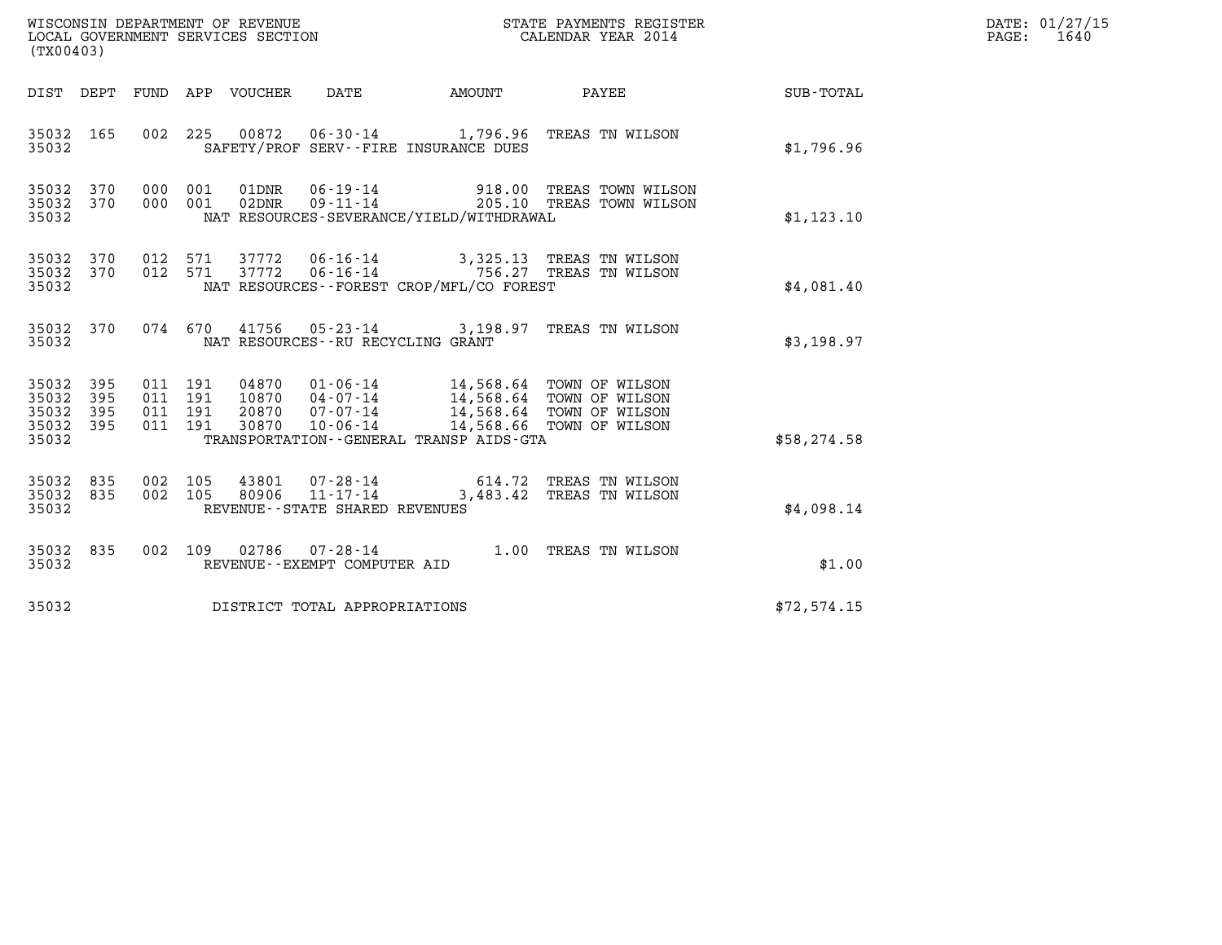WISCONSIN DEPARTMENT OF REVENUE
LOCAL GOVERNMENT SERVICES SECTION
(TX00403)

STATE PAYMENTS REGISTER
CALENDAR YEAR 2014

DATE: 01/27/15
PAGE: 1640

| DIST | DEPT | FUND | APP | VOUCHER | DATE | AMOUNT | PAYEE | SUB-TOTAL |
|---|---|---|---|---|---|---|---|---|
| 35032 | 165 | 002 | 225 | 00872 | 06-30-14 | 1,796.96 | TREAS TN WILSON | |
| 35032 | | | | | SAFETY/PROF SERV--FIRE INSURANCE DUES | | | $1,796.96 |
| 35032 | 370 | 000 | 001 | 01DNR | 06-19-14 | 918.00 | TREAS TOWN WILSON | |
| 35032 | 370 | 000 | 001 | 02DNR | 09-11-14 | 205.10 | TREAS TOWN WILSON | |
| 35032 | | | | | NAT RESOURCES-SEVERANCE/YIELD/WITHDRAWAL | | | $1,123.10 |
| 35032 | 370 | 012 | 571 | 37772 | 06-16-14 | 3,325.13 | TREAS TN WILSON | |
| 35032 | 370 | 012 | 571 | 37772 | 06-16-14 | 756.27 | TREAS TN WILSON | |
| 35032 | | | | | NAT RESOURCES--FOREST CROP/MFL/CO FOREST | | | $4,081.40 |
| 35032 | 370 | 074 | 670 | 41756 | 05-23-14 | 3,198.97 | TREAS TN WILSON | |
| 35032 | | | | | NAT RESOURCES--RU RECYCLING GRANT | | | $3,198.97 |
| 35032 | 395 | 011 | 191 | 04870 | 01-06-14 | 14,568.64 | TOWN OF WILSON | |
| 35032 | 395 | 011 | 191 | 10870 | 04-07-14 | 14,568.64 | TOWN OF WILSON | |
| 35032 | 395 | 011 | 191 | 20870 | 07-07-14 | 14,568.64 | TOWN OF WILSON | |
| 35032 | 395 | 011 | 191 | 30870 | 10-06-14 | 14,568.66 | TOWN OF WILSON | |
| 35032 | | | | | TRANSPORTATION--GENERAL TRANSP AIDS-GTA | | | $58,274.58 |
| 35032 | 835 | 002 | 105 | 43801 | 07-28-14 | 614.72 | TREAS TN WILSON | |
| 35032 | 835 | 002 | 105 | 80906 | 11-17-14 | 3,483.42 | TREAS TN WILSON | |
| 35032 | | | | | REVENUE--STATE SHARED REVENUES | | | $4,098.14 |
| 35032 | 835 | 002 | 109 | 02786 | 07-28-14 | 1.00 | TREAS TN WILSON | |
| 35032 | | | | | REVENUE--EXEMPT COMPUTER AID | | | $1.00 |
| 35032 | | | | | DISTRICT TOTAL APPROPRIATIONS | | | $72,574.15 |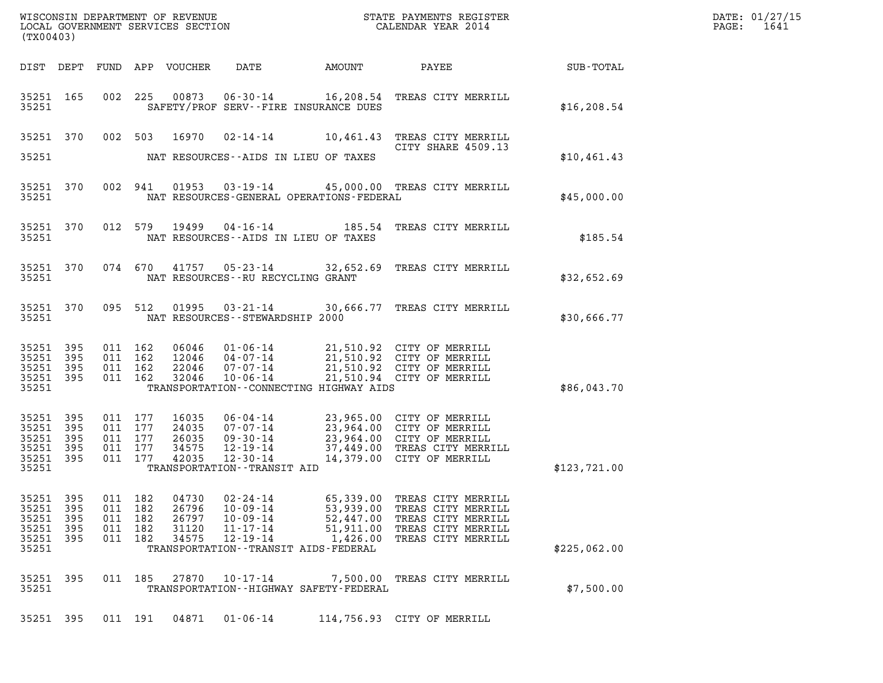WISCONSIN DEPARTMENT OF REVENUE
LOCAL GOVERNMENT SERVICES SECTION
(TX00403)

STATE PAYMENTS REGISTER
CALENDAR YEAR 2014

DATE: 01/27/15
PAGE: 1641

| DIST | DEPT | FUND | APP | VOUCHER | DATE | AMOUNT | PAYEE | SUB-TOTAL |
|---|---|---|---|---|---|---|---|---|
| 35251 | 165 | 002 | 225 | 00873 | 06-30-14 | 16,208.54 | TREAS CITY MERRILL | |
| 35251 | | | | | SAFETY/PROF SERV--FIRE INSURANCE DUES | | | $16,208.54 |
| 35251 | 370 | 002 | 503 | 16970 | 02-14-14 | 10,461.43 | TREAS CITY MERRILL CITY SHARE 4509.13 | |
| 35251 | | | | | NAT RESOURCES--AIDS IN LIEU OF TAXES | | | $10,461.43 |
| 35251 | 370 | 002 | 941 | 01953 | 03-19-14 | 45,000.00 | TREAS CITY MERRILL | |
| 35251 | | | | | NAT RESOURCES-GENERAL OPERATIONS-FEDERAL | | | $45,000.00 |
| 35251 | 370 | 012 | 579 | 19499 | 04-16-14 | 185.54 | TREAS CITY MERRILL | |
| 35251 | | | | | NAT RESOURCES--AIDS IN LIEU OF TAXES | | | $185.54 |
| 35251 | 370 | 074 | 670 | 41757 | 05-23-14 | 32,652.69 | TREAS CITY MERRILL | |
| 35251 | | | | | NAT RESOURCES--RU RECYCLING GRANT | | | $32,652.69 |
| 35251 | 370 | 095 | 512 | 01995 | 03-21-14 | 30,666.77 | TREAS CITY MERRILL | |
| 35251 | | | | | NAT RESOURCES--STEWARDSHIP 2000 | | | $30,666.77 |
| 35251 | 395 | 011 | 162 | 06046 | 01-06-14 | 21,510.92 | CITY OF MERRILL | |
| 35251 | 395 | 011 | 162 | 12046 | 04-07-14 | 21,510.92 | CITY OF MERRILL | |
| 35251 | 395 | 011 | 162 | 22046 | 07-07-14 | 21,510.92 | CITY OF MERRILL | |
| 35251 | 395 | 011 | 162 | 32046 | 10-06-14 | 21,510.94 | CITY OF MERRILL | |
| 35251 | | | | | TRANSPORTATION--CONNECTING HIGHWAY AIDS | | | $86,043.70 |
| 35251 | 395 | 011 | 177 | 16035 | 06-04-14 | 23,965.00 | CITY OF MERRILL | |
| 35251 | 395 | 011 | 177 | 24035 | 07-07-14 | 23,964.00 | CITY OF MERRILL | |
| 35251 | 395 | 011 | 177 | 26035 | 09-30-14 | 23,964.00 | CITY OF MERRILL | |
| 35251 | 395 | 011 | 177 | 34575 | 12-19-14 | 37,449.00 | TREAS CITY MERRILL | |
| 35251 | 395 | 011 | 177 | 42035 | 12-30-14 | 14,379.00 | CITY OF MERRILL | |
| 35251 | | | | | TRANSPORTATION--TRANSIT AID | | | $123,721.00 |
| 35251 | 395 | 011 | 182 | 04730 | 02-24-14 | 65,339.00 | TREAS CITY MERRILL | |
| 35251 | 395 | 011 | 182 | 26796 | 10-09-14 | 53,939.00 | TREAS CITY MERRILL | |
| 35251 | 395 | 011 | 182 | 26797 | 10-09-14 | 52,447.00 | TREAS CITY MERRILL | |
| 35251 | 395 | 011 | 182 | 31120 | 11-17-14 | 51,911.00 | TREAS CITY MERRILL | |
| 35251 | 395 | 011 | 182 | 34575 | 12-19-14 | 1,426.00 | TREAS CITY MERRILL | |
| 35251 | | | | | TRANSPORTATION--TRANSIT AIDS-FEDERAL | | | $225,062.00 |
| 35251 | 395 | 011 | 185 | 27870 | 10-17-14 | 7,500.00 | TREAS CITY MERRILL | |
| 35251 | | | | | TRANSPORTATION--HIGHWAY SAFETY-FEDERAL | | | $7,500.00 |
| 35251 | 395 | 011 | 191 | 04871 | 01-06-14 | 114,756.93 | CITY OF MERRILL | |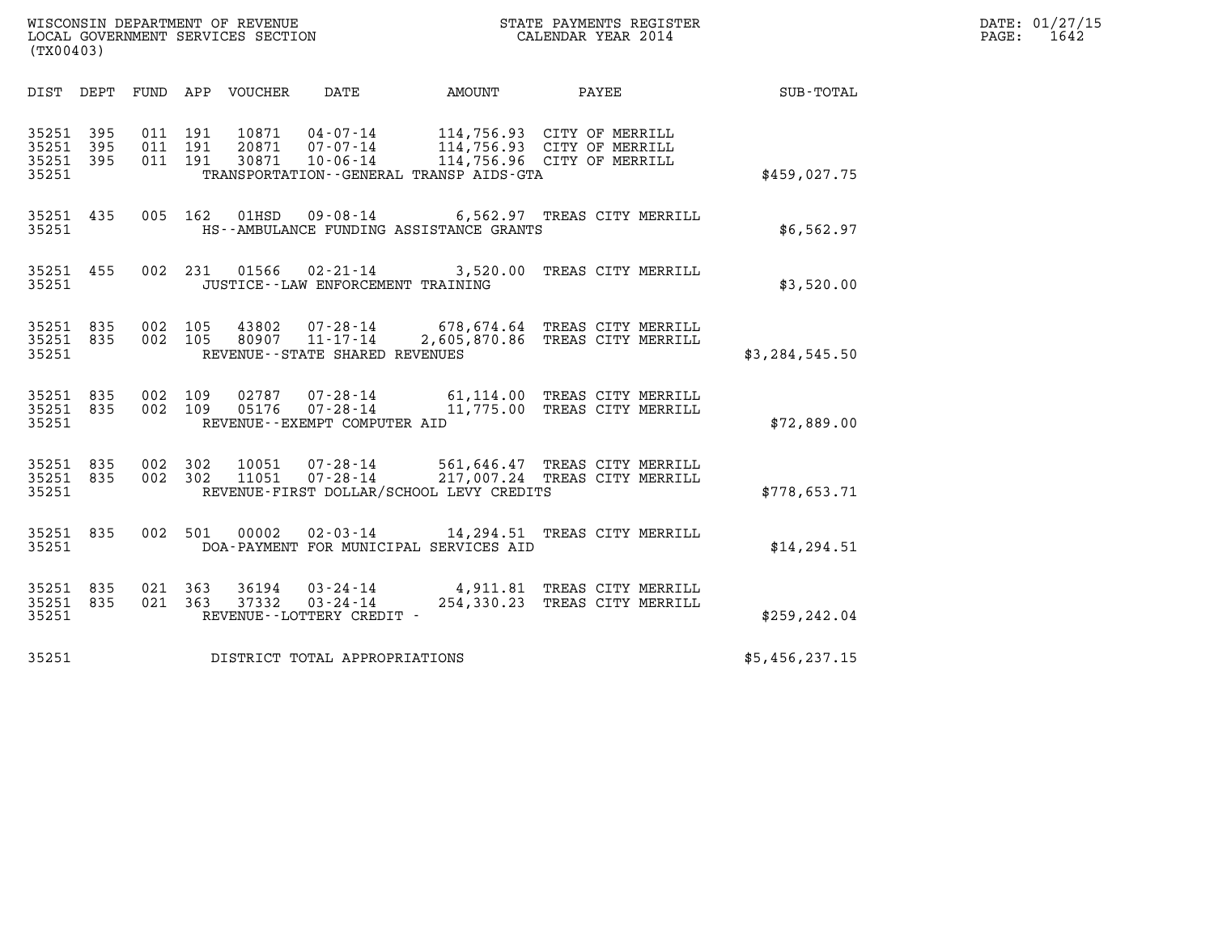WISCONSIN DEPARTMENT OF REVENUE
LOCAL GOVERNMENT SERVICES SECTION
(TX00403)

STATE PAYMENTS REGISTER
CALENDAR YEAR 2014

DATE: 01/27/15
PAGE: 1642

| DIST | DEPT | FUND | APP | VOUCHER | DATE | AMOUNT | PAYEE | SUB-TOTAL |
|---|---|---|---|---|---|---|---|---|
| 35251 | 395 | 011 | 191 | 10871 | 04-07-14 | 114,756.93 | CITY OF MERRILL | |
| 35251 | 395 | 011 | 191 | 20871 | 07-07-14 | 114,756.93 | CITY OF MERRILL | |
| 35251 | 395 | 011 | 191 | 30871 | 10-06-14 | 114,756.96 | CITY OF MERRILL | |
| 35251 | | | | TRANSPORTATION--GENERAL TRANSP AIDS-GTA | | | | $459,027.75 |
| 35251 | 435 | 005 | 162 | 01HSD | 09-08-14 | 6,562.97 | TREAS CITY MERRILL | |
| 35251 | | | | HS--AMBULANCE FUNDING ASSISTANCE GRANTS | | | | $6,562.97 |
| 35251 | 455 | 002 | 231 | 01566 | 02-21-14 | 3,520.00 | TREAS CITY MERRILL | |
| 35251 | | | | JUSTICE--LAW ENFORCEMENT TRAINING | | | | $3,520.00 |
| 35251 | 835 | 002 | 105 | 43802 | 07-28-14 | 678,674.64 | TREAS CITY MERRILL | |
| 35251 | 835 | 002 | 105 | 80907 | 11-17-14 | 2,605,870.86 | TREAS CITY MERRILL | |
| 35251 | | | | REVENUE--STATE SHARED REVENUES | | | | $3,284,545.50 |
| 35251 | 835 | 002 | 109 | 02787 | 07-28-14 | 61,114.00 | TREAS CITY MERRILL | |
| 35251 | 835 | 002 | 109 | 05176 | 07-28-14 | 11,775.00 | TREAS CITY MERRILL | |
| 35251 | | | | REVENUE--EXEMPT COMPUTER AID | | | | $72,889.00 |
| 35251 | 835 | 002 | 302 | 10051 | 07-28-14 | 561,646.47 | TREAS CITY MERRILL | |
| 35251 | 835 | 002 | 302 | 11051 | 07-28-14 | 217,007.24 | TREAS CITY MERRILL | |
| 35251 | | | | REVENUE-FIRST DOLLAR/SCHOOL LEVY CREDITS | | | | $778,653.71 |
| 35251 | 835 | 002 | 501 | 00002 | 02-03-14 | 14,294.51 | TREAS CITY MERRILL | |
| 35251 | | | | DOA-PAYMENT FOR MUNICIPAL SERVICES AID | | | | $14,294.51 |
| 35251 | 835 | 021 | 363 | 36194 | 03-24-14 | 4,911.81 | TREAS CITY MERRILL | |
| 35251 | 835 | 021 | 363 | 37332 | 03-24-14 | 254,330.23 | TREAS CITY MERRILL | |
| 35251 | | | | REVENUE--LOTTERY CREDIT - | | | | $259,242.04 |
| 35251 | | | | DISTRICT TOTAL APPROPRIATIONS | | | | $5,456,237.15 |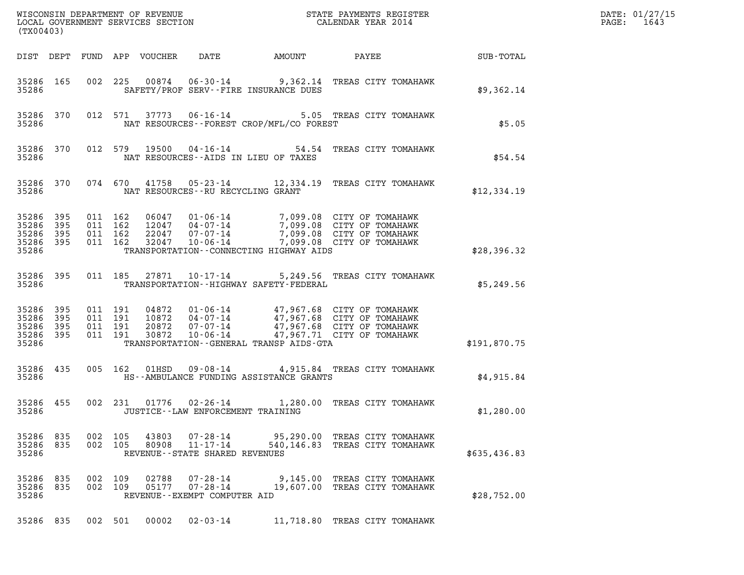WISCONSIN DEPARTMENT OF REVENUE
LOCAL GOVERNMENT SERVICES SECTION
(TX00403)

STATE PAYMENTS REGISTER
CALENDAR YEAR 2014

DATE: 01/27/15
PAGE: 1643

| DIST | DEPT | FUND | APP | VOUCHER | DATE | AMOUNT | PAYEE | SUB-TOTAL |
|---|---|---|---|---|---|---|---|---|
| 35286 | 165 | 002 | 225 | 00874 | 06-30-14 | 9,362.14 | TREAS CITY TOMAHAWK | |
| 35286 | | | | | SAFETY/PROF SERV--FIRE INSURANCE DUES | | | $9,362.14 |
| 35286 | 370 | 012 | 571 | 37773 | 06-16-14 | 5.05 | TREAS CITY TOMAHAWK | |
| 35286 | | | | | NAT RESOURCES--FOREST CROP/MFL/CO FOREST | | | $5.05 |
| 35286 | 370 | 012 | 579 | 19500 | 04-16-14 | 54.54 | TREAS CITY TOMAHAWK | |
| 35286 | | | | | NAT RESOURCES--AIDS IN LIEU OF TAXES | | | $54.54 |
| 35286 | 370 | 074 | 670 | 41758 | 05-23-14 | 12,334.19 | TREAS CITY TOMAHAWK | |
| 35286 | | | | | NAT RESOURCES--RU RECYCLING GRANT | | | $12,334.19 |
| 35286 | 395 | 011 | 162 | 06047 | 01-06-14 | 7,099.08 | CITY OF TOMAHAWK | |
| 35286 | 395 | 011 | 162 | 12047 | 04-07-14 | 7,099.08 | CITY OF TOMAHAWK | |
| 35286 | 395 | 011 | 162 | 22047 | 07-07-14 | 7,099.08 | CITY OF TOMAHAWK | |
| 35286 | 395 | 011 | 162 | 32047 | 10-06-14 | 7,099.08 | CITY OF TOMAHAWK | |
| 35286 | | | | | TRANSPORTATION--CONNECTING HIGHWAY AIDS | | | $28,396.32 |
| 35286 | 395 | 011 | 185 | 27871 | 10-17-14 | 5,249.56 | TREAS CITY TOMAHAWK | |
| 35286 | | | | | TRANSPORTATION--HIGHWAY SAFETY-FEDERAL | | | $5,249.56 |
| 35286 | 395 | 011 | 191 | 04872 | 01-06-14 | 47,967.68 | CITY OF TOMAHAWK | |
| 35286 | 395 | 011 | 191 | 10872 | 04-07-14 | 47,967.68 | CITY OF TOMAHAWK | |
| 35286 | 395 | 011 | 191 | 20872 | 07-07-14 | 47,967.68 | CITY OF TOMAHAWK | |
| 35286 | 395 | 011 | 191 | 30872 | 10-06-14 | 47,967.71 | CITY OF TOMAHAWK | |
| 35286 | | | | | TRANSPORTATION--GENERAL TRANSP AIDS-GTA | | | $191,870.75 |
| 35286 | 435 | 005 | 162 | 01HSD | 09-08-14 | 4,915.84 | TREAS CITY TOMAHAWK | |
| 35286 | | | | | HS--AMBULANCE FUNDING ASSISTANCE GRANTS | | | $4,915.84 |
| 35286 | 455 | 002 | 231 | 01776 | 02-26-14 | 1,280.00 | TREAS CITY TOMAHAWK | |
| 35286 | | | | | JUSTICE--LAW ENFORCEMENT TRAINING | | | $1,280.00 |
| 35286 | 835 | 002 | 105 | 43803 | 07-28-14 | 95,290.00 | TREAS CITY TOMAHAWK | |
| 35286 | 835 | 002 | 105 | 80908 | 11-17-14 | 540,146.83 | TREAS CITY TOMAHAWK | |
| 35286 | | | | | REVENUE--STATE SHARED REVENUES | | | $635,436.83 |
| 35286 | 835 | 002 | 109 | 02788 | 07-28-14 | 9,145.00 | TREAS CITY TOMAHAWK | |
| 35286 | 835 | 002 | 109 | 05177 | 07-28-14 | 19,607.00 | TREAS CITY TOMAHAWK | |
| 35286 | | | | | REVENUE--EXEMPT COMPUTER AID | | | $28,752.00 |
| 35286 | 835 | 002 | 501 | 00002 | 02-03-14 | 11,718.80 | TREAS CITY TOMAHAWK | |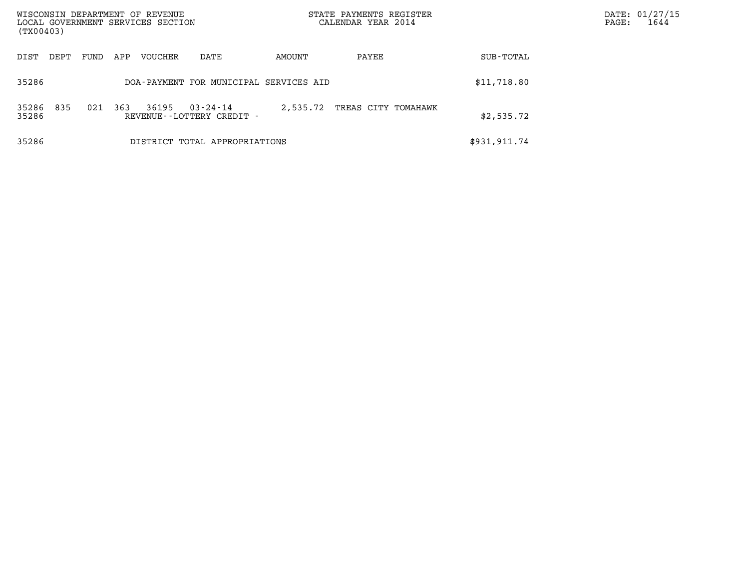WISCONSIN DEPARTMENT OF REVENUE
LOCAL GOVERNMENT SERVICES SECTION
(TX00403)

STATE PAYMENTS REGISTER
CALENDAR YEAR 2014

DATE: 01/27/15
PAGE: 1644

| DIST | DEPT | FUND | APP | VOUCHER | DATE | AMOUNT | PAYEE | SUB-TOTAL |
|---|---|---|---|---|---|---|---|---|
| 35286 | | | | DOA-PAYMENT FOR MUNICIPAL SERVICES AID | | | | $11,718.80 |
| 35286 | 835 | 021 | 363 | 36195 | 03-24-14 | 2,535.72 | TREAS CITY TOMAHAWK | |
| 35286 | | | | REVENUE--LOTTERY CREDIT - | | | | $2,535.72 |
| 35286 | | | | DISTRICT TOTAL APPROPRIATIONS | | | | $931,911.74 |